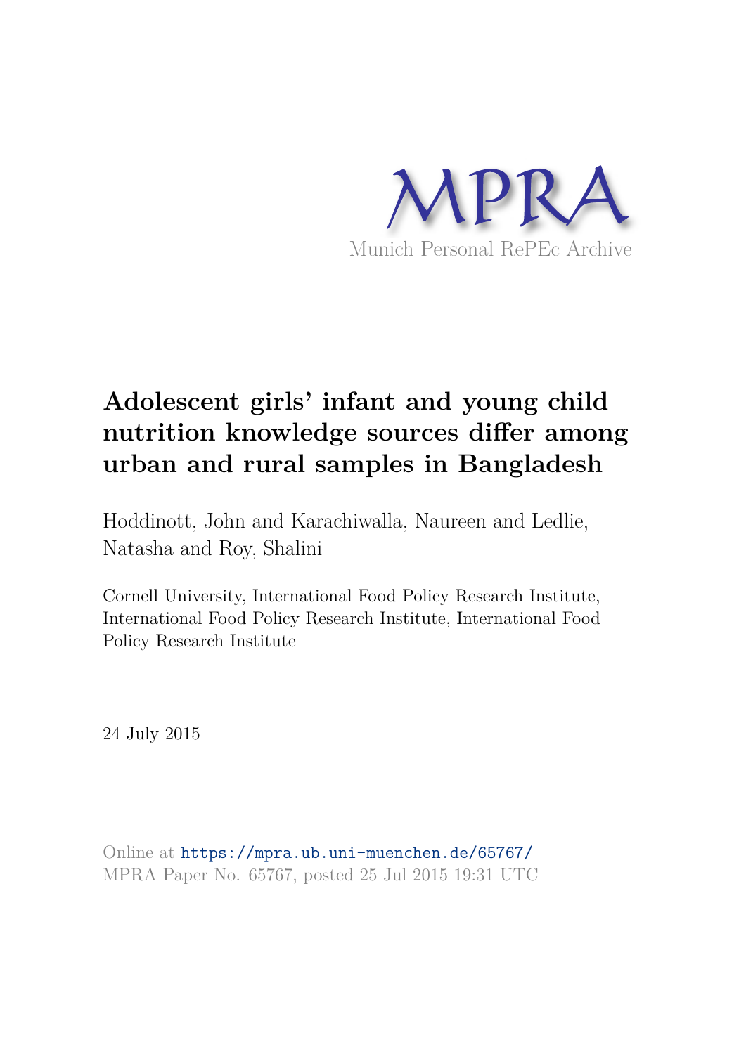MPRA

Munich Personal RePEc Archive

# Adolescent girls' infant and young child nutrition knowledge sources differ among urban and rural samples in Bangladesh

Hoddinott, John and Karachiwalla, Naureen and Ledlie, Natasha and Roy, Shalini

Cornell University, International Food Policy Research Institute, International Food Policy Research Institute, International Food Policy Research Institute

24 July 2015

Online at https://mpra.ub.uni-muenchen.de/65767/
MPRA Paper No. 65767, posted 25 Jul 2015 19:31 UTC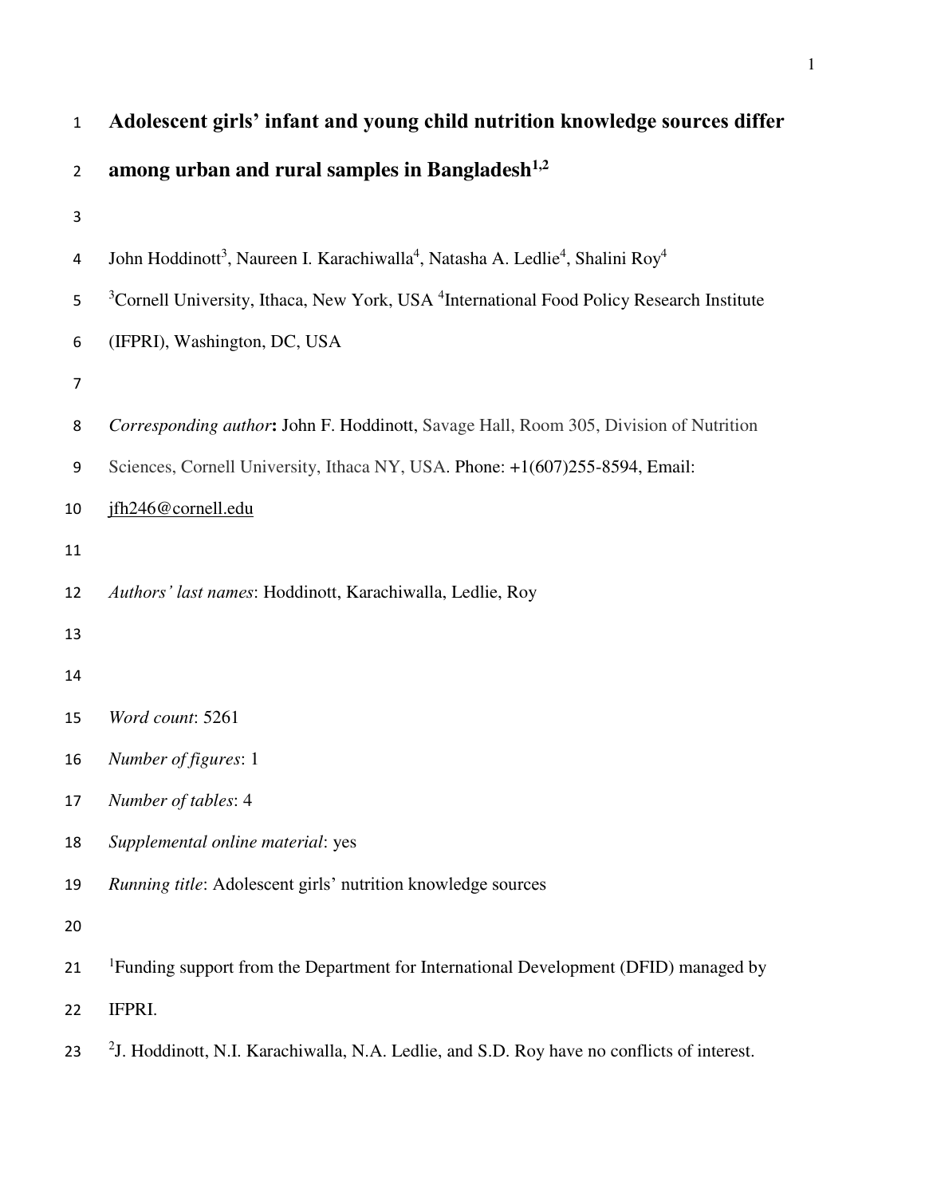# Adolescent girls' infant and young child nutrition knowledge sources differ among urban and rural samples in Bangladesh[1,2]

John Hoddinott[3], Naureen I. Karachiwalla[4], Natasha A. Ledlie[4], Shalini Roy[4]

[3]Cornell University, Ithaca, New York, USA [4]International Food Policy Research Institute (IFPRI), Washington, DC, USA

*Corresponding author*: John F. Hoddinott, Savage Hall, Room 305, Division of Nutrition Sciences, Cornell University, Ithaca NY, USA. Phone: +1(607)255-8594, Email: jfh246@cornell.edu

*Authors' last names*: Hoddinott, Karachiwalla, Ledlie, Roy

*Word count*: 5261

*Number of figures*: 1

*Number of tables*: 4

*Supplemental online material*: yes

*Running title*: Adolescent girls' nutrition knowledge sources

[1]Funding support from the Department for International Development (DFID) managed by IFPRI.

[2]J. Hoddinott, N.I. Karachiwalla, N.A. Ledlie, and S.D. Roy have no conflicts of interest.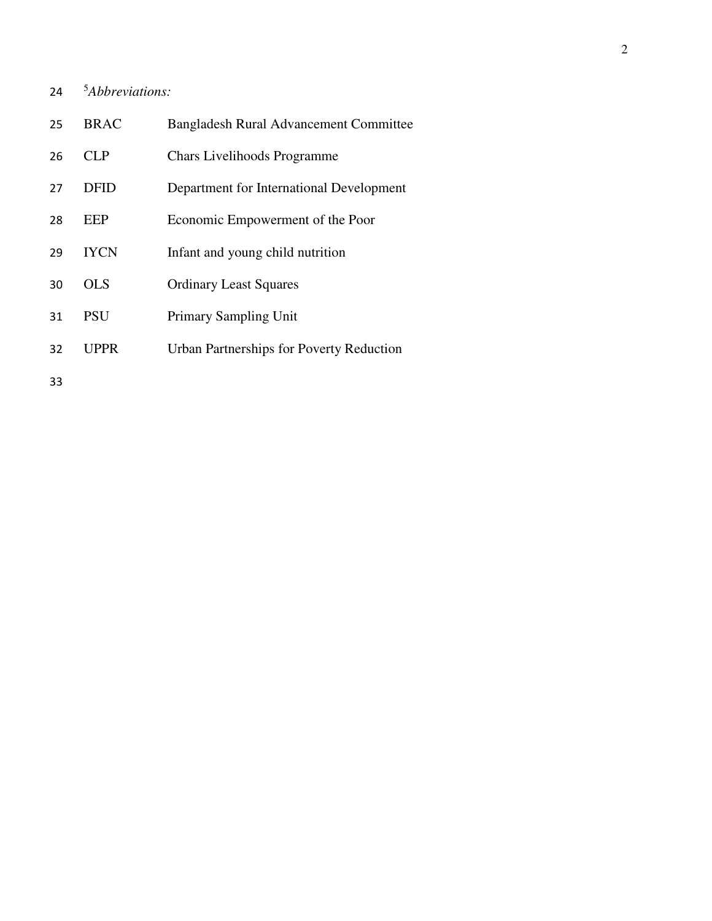[5]*Abbreviations:*

| | |
|---|---|
| BRAC | Bangladesh Rural Advancement Committee |
| CLP | Chars Livelihoods Programme |
| DFID | Department for International Development |
| EEP | Economic Empowerment of the Poor |
| IYCN | Infant and young child nutrition |
| OLS | Ordinary Least Squares |
| PSU | Primary Sampling Unit |
| UPPR | Urban Partnerships for Poverty Reduction |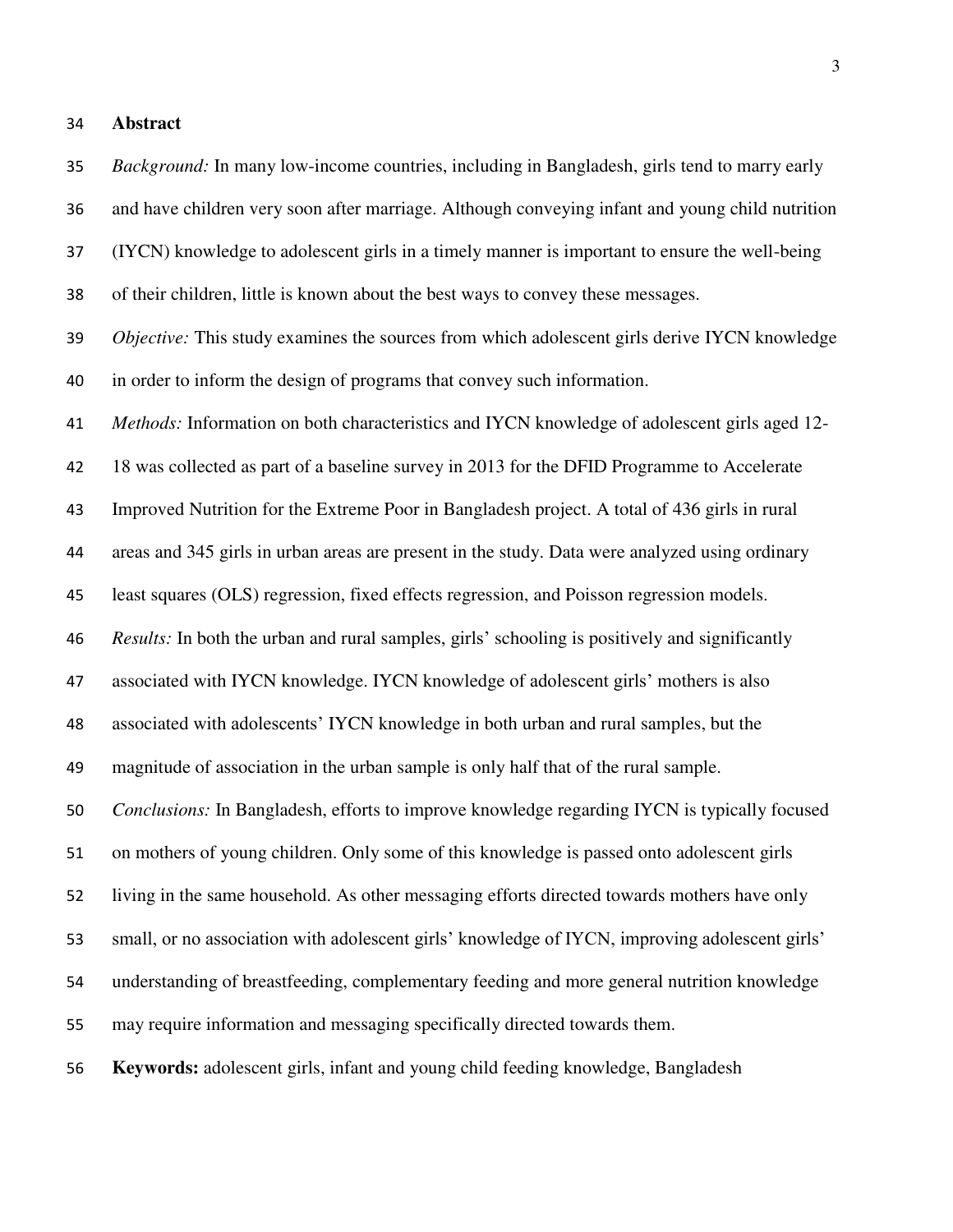## Abstract

*Background:* In many low-income countries, including in Bangladesh, girls tend to marry early and have children very soon after marriage. Although conveying infant and young child nutrition (IYCN) knowledge to adolescent girls in a timely manner is important to ensure the well-being of their children, little is known about the best ways to convey these messages.

*Objective:* This study examines the sources from which adolescent girls derive IYCN knowledge in order to inform the design of programs that convey such information.

*Methods:* Information on both characteristics and IYCN knowledge of adolescent girls aged 12-18 was collected as part of a baseline survey in 2013 for the DFID Programme to Accelerate Improved Nutrition for the Extreme Poor in Bangladesh project. A total of 436 girls in rural areas and 345 girls in urban areas are present in the study. Data were analyzed using ordinary least squares (OLS) regression, fixed effects regression, and Poisson regression models.

*Results:* In both the urban and rural samples, girls' schooling is positively and significantly associated with IYCN knowledge. IYCN knowledge of adolescent girls' mothers is also associated with adolescents' IYCN knowledge in both urban and rural samples, but the magnitude of association in the urban sample is only half that of the rural sample.

*Conclusions:* In Bangladesh, efforts to improve knowledge regarding IYCN is typically focused on mothers of young children. Only some of this knowledge is passed onto adolescent girls living in the same household. As other messaging efforts directed towards mothers have only small, or no association with adolescent girls' knowledge of IYCN, improving adolescent girls' understanding of breastfeeding, complementary feeding and more general nutrition knowledge may require information and messaging specifically directed towards them.

**Keywords:** adolescent girls, infant and young child feeding knowledge, Bangladesh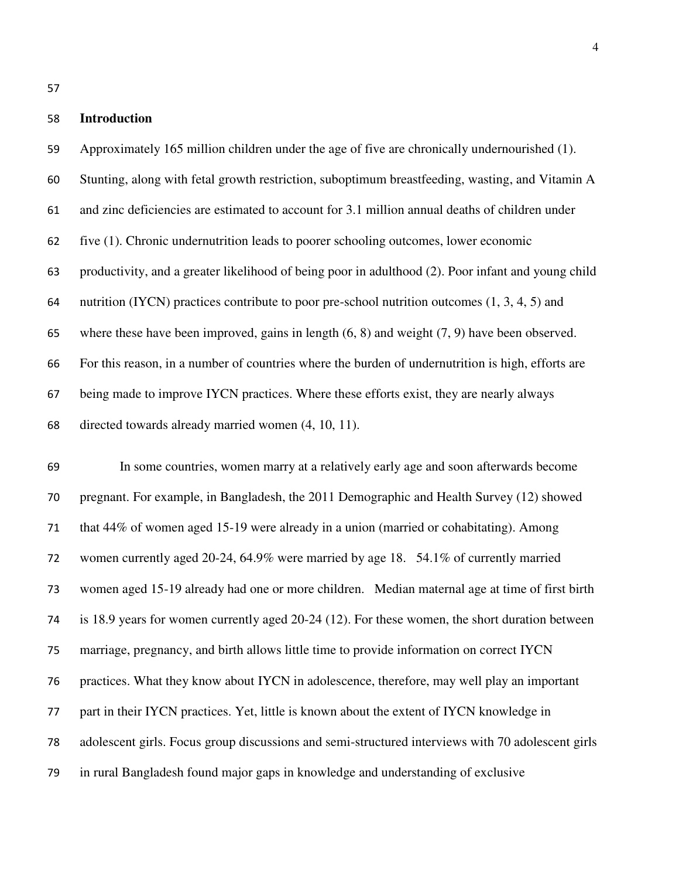## Introduction

Approximately 165 million children under the age of five are chronically undernourished (1). Stunting, along with fetal growth restriction, suboptimum breastfeeding, wasting, and Vitamin A and zinc deficiencies are estimated to account for 3.1 million annual deaths of children under five (1). Chronic undernutrition leads to poorer schooling outcomes, lower economic productivity, and a greater likelihood of being poor in adulthood (2). Poor infant and young child nutrition (IYCN) practices contribute to poor pre-school nutrition outcomes (1, 3, 4, 5) and where these have been improved, gains in length (6, 8) and weight (7, 9) have been observed. For this reason, in a number of countries where the burden of undernutrition is high, efforts are being made to improve IYCN practices. Where these efforts exist, they are nearly always directed towards already married women (4, 10, 11).

In some countries, women marry at a relatively early age and soon afterwards become pregnant. For example, in Bangladesh, the 2011 Demographic and Health Survey (12) showed that 44% of women aged 15-19 were already in a union (married or cohabitating). Among women currently aged 20-24, 64.9% were married by age 18. 54.1% of currently married women aged 15-19 already had one or more children. Median maternal age at time of first birth is 18.9 years for women currently aged 20-24 (12). For these women, the short duration between marriage, pregnancy, and birth allows little time to provide information on correct IYCN practices. What they know about IYCN in adolescence, therefore, may well play an important part in their IYCN practices. Yet, little is known about the extent of IYCN knowledge in adolescent girls. Focus group discussions and semi-structured interviews with 70 adolescent girls in rural Bangladesh found major gaps in knowledge and understanding of exclusive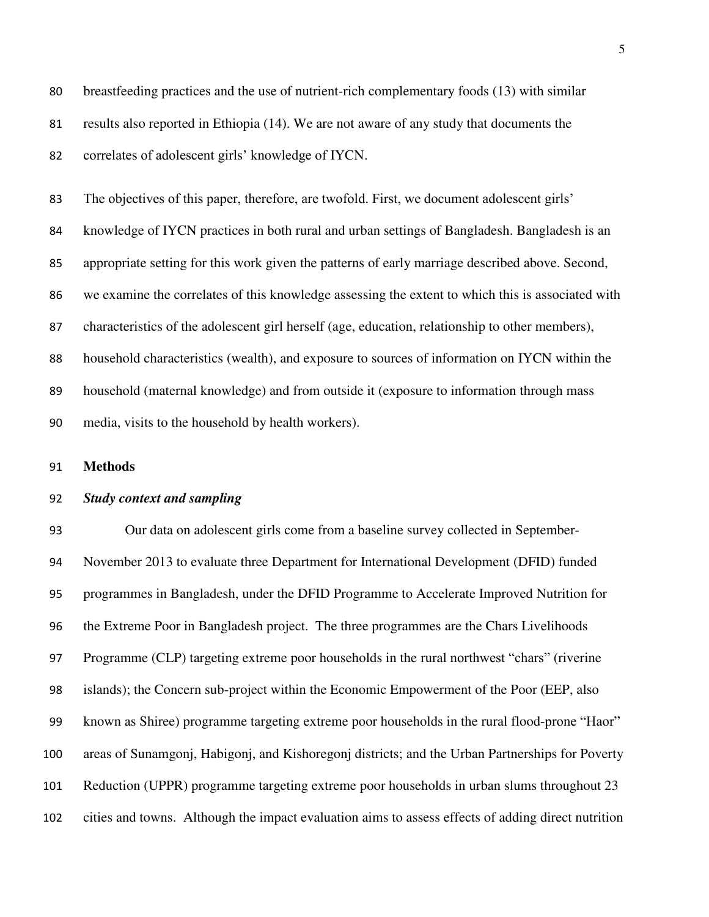breastfeeding practices and the use of nutrient-rich complementary foods (13) with similar results also reported in Ethiopia (14). We are not aware of any study that documents the correlates of adolescent girls' knowledge of IYCN.

The objectives of this paper, therefore, are twofold. First, we document adolescent girls' knowledge of IYCN practices in both rural and urban settings of Bangladesh. Bangladesh is an appropriate setting for this work given the patterns of early marriage described above. Second, we examine the correlates of this knowledge assessing the extent to which this is associated with characteristics of the adolescent girl herself (age, education, relationship to other members), household characteristics (wealth), and exposure to sources of information on IYCN within the household (maternal knowledge) and from outside it (exposure to information through mass media, visits to the household by health workers).

## Methods

### *Study context and sampling*

Our data on adolescent girls come from a baseline survey collected in September-November 2013 to evaluate three Department for International Development (DFID) funded programmes in Bangladesh, under the DFID Programme to Accelerate Improved Nutrition for the Extreme Poor in Bangladesh project. The three programmes are the Chars Livelihoods Programme (CLP) targeting extreme poor households in the rural northwest "chars" (riverine islands); the Concern sub-project within the Economic Empowerment of the Poor (EEP, also known as Shiree) programme targeting extreme poor households in the rural flood-prone "Haor" areas of Sunamgonj, Habigonj, and Kishoregonj districts; and the Urban Partnerships for Poverty Reduction (UPPR) programme targeting extreme poor households in urban slums throughout 23 cities and towns. Although the impact evaluation aims to assess effects of adding direct nutrition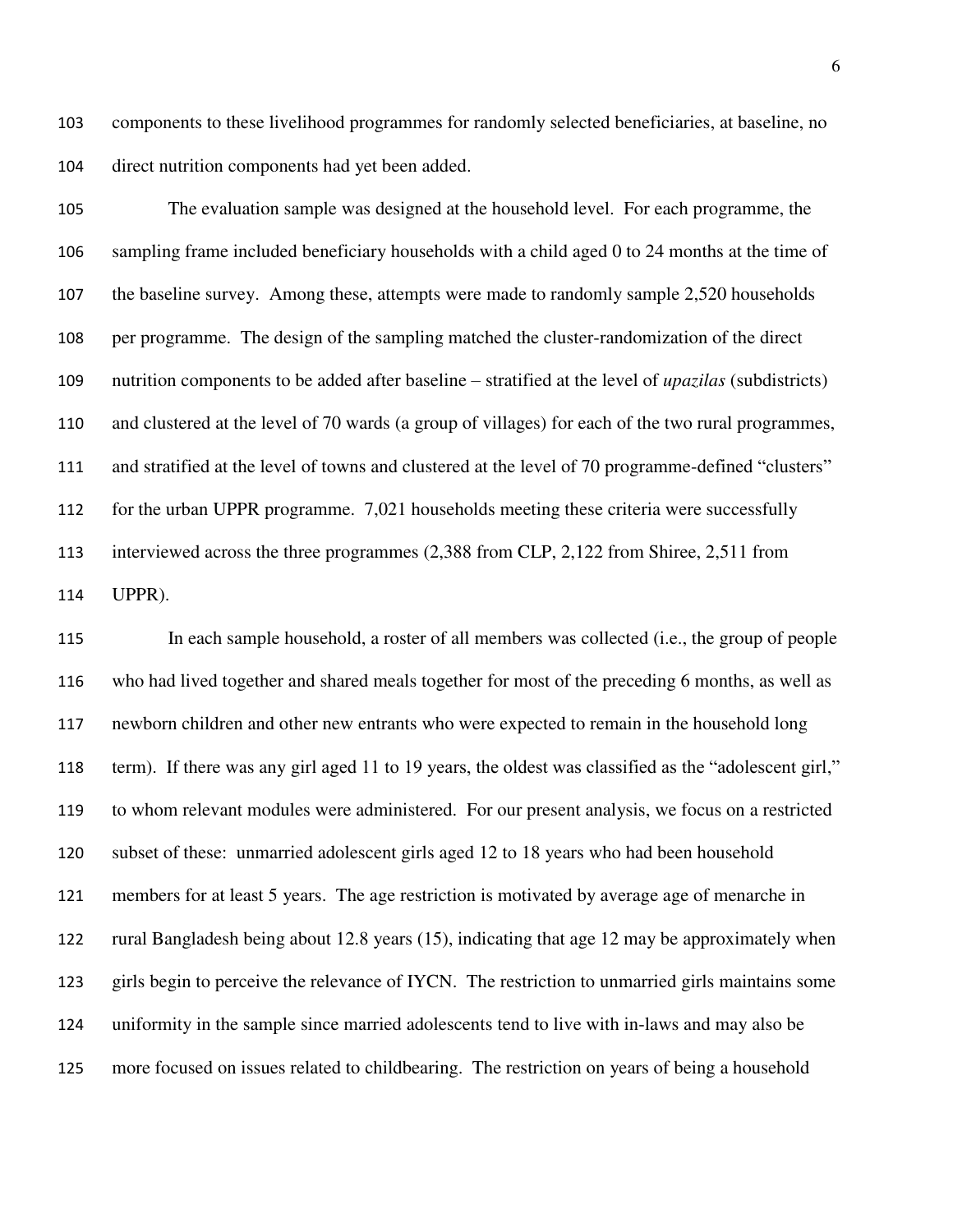components to these livelihood programmes for randomly selected beneficiaries, at baseline, no direct nutrition components had yet been added.

The evaluation sample was designed at the household level. For each programme, the sampling frame included beneficiary households with a child aged 0 to 24 months at the time of the baseline survey. Among these, attempts were made to randomly sample 2,520 households per programme. The design of the sampling matched the cluster-randomization of the direct nutrition components to be added after baseline – stratified at the level of *upazilas* (subdistricts) and clustered at the level of 70 wards (a group of villages) for each of the two rural programmes, and stratified at the level of towns and clustered at the level of 70 programme-defined "clusters" for the urban UPPR programme. 7,021 households meeting these criteria were successfully interviewed across the three programmes (2,388 from CLP, 2,122 from Shiree, 2,511 from UPPR).

In each sample household, a roster of all members was collected (i.e., the group of people who had lived together and shared meals together for most of the preceding 6 months, as well as newborn children and other new entrants who were expected to remain in the household long term). If there was any girl aged 11 to 19 years, the oldest was classified as the "adolescent girl," to whom relevant modules were administered. For our present analysis, we focus on a restricted subset of these: unmarried adolescent girls aged 12 to 18 years who had been household members for at least 5 years. The age restriction is motivated by average age of menarche in rural Bangladesh being about 12.8 years (15), indicating that age 12 may be approximately when girls begin to perceive the relevance of IYCN. The restriction to unmarried girls maintains some uniformity in the sample since married adolescents tend to live with in-laws and may also be more focused on issues related to childbearing. The restriction on years of being a household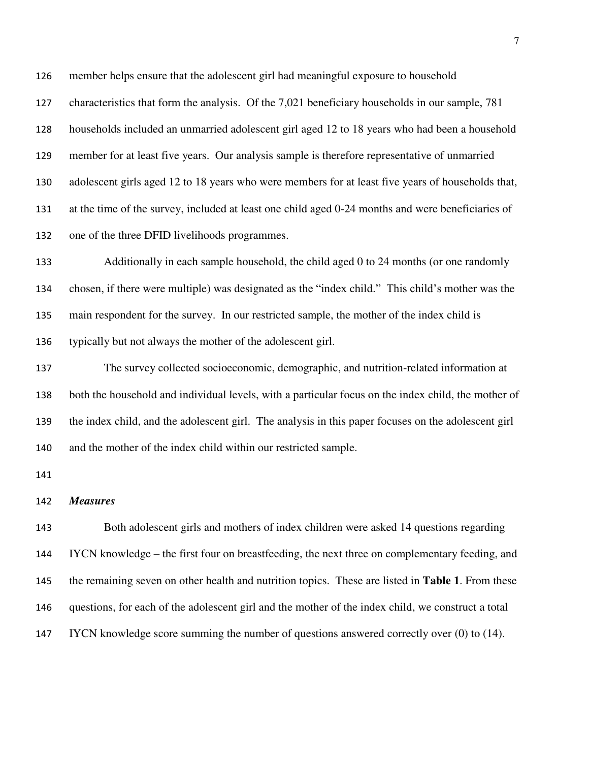member helps ensure that the adolescent girl had meaningful exposure to household characteristics that form the analysis. Of the 7,021 beneficiary households in our sample, 781 households included an unmarried adolescent girl aged 12 to 18 years who had been a household member for at least five years. Our analysis sample is therefore representative of unmarried adolescent girls aged 12 to 18 years who were members for at least five years of households that, at the time of the survey, included at least one child aged 0-24 months and were beneficiaries of one of the three DFID livelihoods programmes.

Additionally in each sample household, the child aged 0 to 24 months (or one randomly chosen, if there were multiple) was designated as the "index child." This child's mother was the main respondent for the survey. In our restricted sample, the mother of the index child is typically but not always the mother of the adolescent girl.

The survey collected socioeconomic, demographic, and nutrition-related information at both the household and individual levels, with a particular focus on the index child, the mother of the index child, and the adolescent girl. The analysis in this paper focuses on the adolescent girl and the mother of the index child within our restricted sample.

### *Measures*

Both adolescent girls and mothers of index children were asked 14 questions regarding IYCN knowledge – the first four on breastfeeding, the next three on complementary feeding, and the remaining seven on other health and nutrition topics. These are listed in **Table 1**. From these questions, for each of the adolescent girl and the mother of the index child, we construct a total IYCN knowledge score summing the number of questions answered correctly over (0) to (14).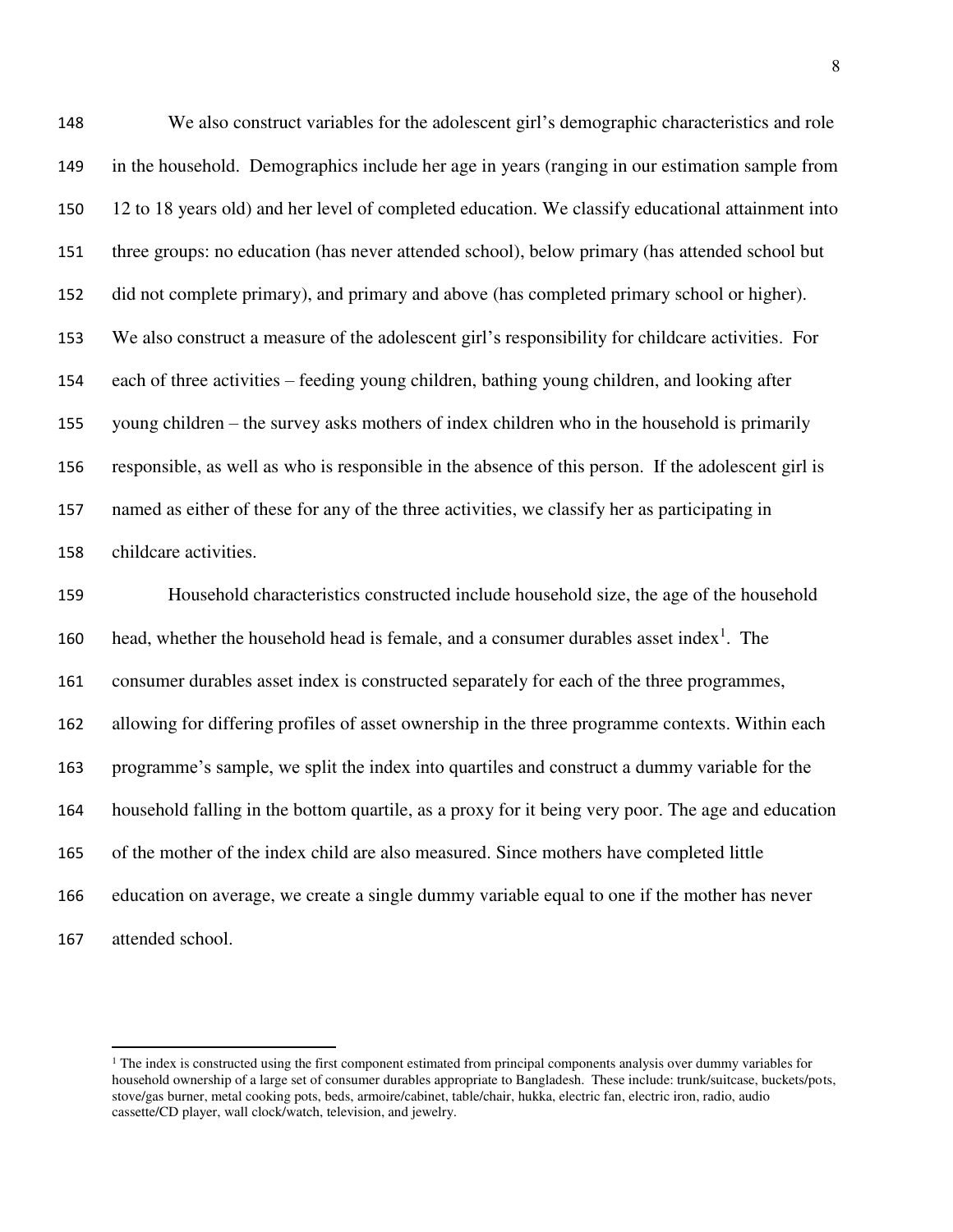We also construct variables for the adolescent girl's demographic characteristics and role in the household. Demographics include her age in years (ranging in our estimation sample from 12 to 18 years old) and her level of completed education. We classify educational attainment into three groups: no education (has never attended school), below primary (has attended school but did not complete primary), and primary and above (has completed primary school or higher). We also construct a measure of the adolescent girl's responsibility for childcare activities. For each of three activities – feeding young children, bathing young children, and looking after young children – the survey asks mothers of index children who in the household is primarily responsible, as well as who is responsible in the absence of this person. If the adolescent girl is named as either of these for any of the three activities, we classify her as participating in childcare activities.

Household characteristics constructed include household size, the age of the household head, whether the household head is female, and a consumer durables asset index[1]. The consumer durables asset index is constructed separately for each of the three programmes, allowing for differing profiles of asset ownership in the three programme contexts. Within each programme's sample, we split the index into quartiles and construct a dummy variable for the household falling in the bottom quartile, as a proxy for it being very poor. The age and education of the mother of the index child are also measured. Since mothers have completed little education on average, we create a single dummy variable equal to one if the mother has never attended school.

[1] The index is constructed using the first component estimated from principal components analysis over dummy variables for household ownership of a large set of consumer durables appropriate to Bangladesh. These include: trunk/suitcase, buckets/pots, stove/gas burner, metal cooking pots, beds, armoire/cabinet, table/chair, hukka, electric fan, electric iron, radio, audio cassette/CD player, wall clock/watch, television, and jewelry.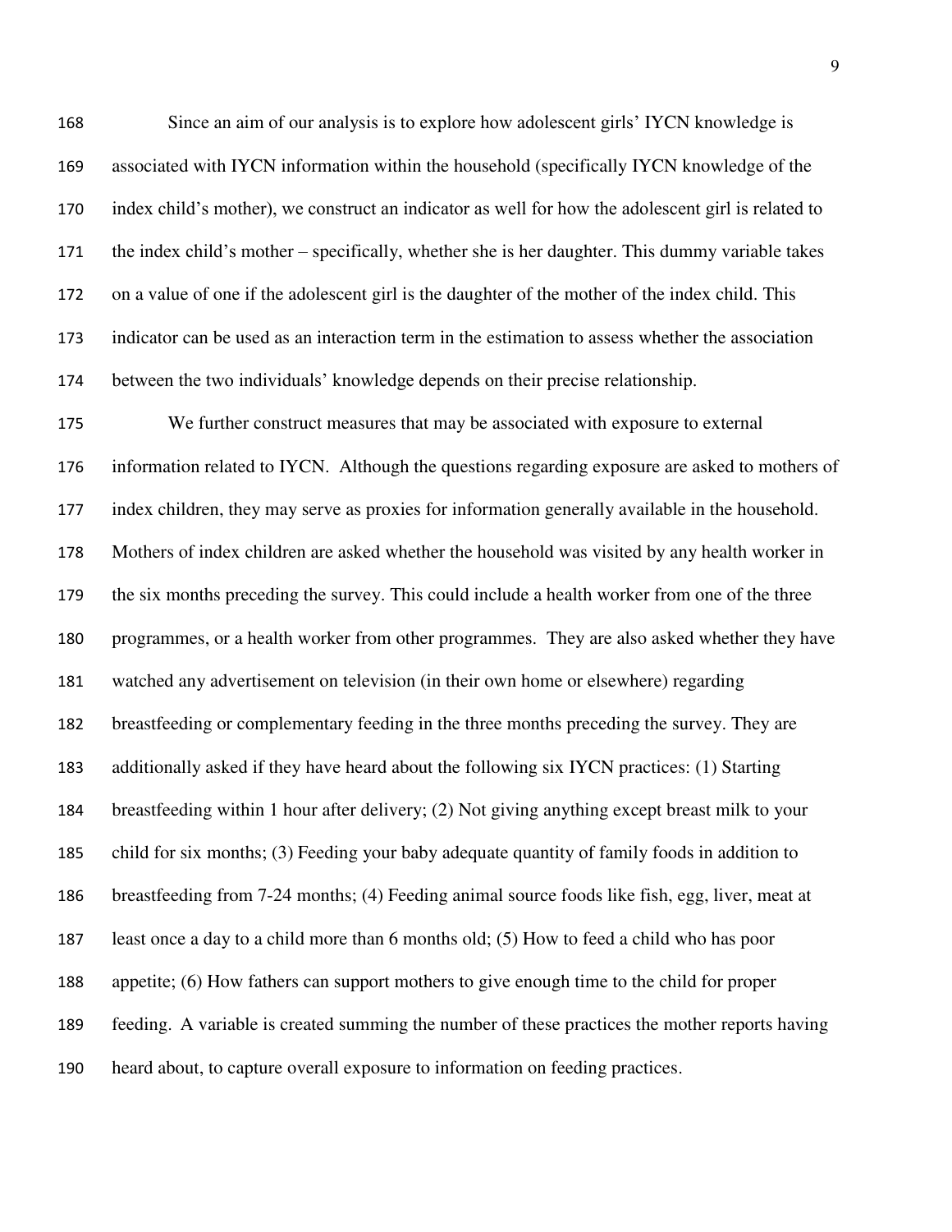Since an aim of our analysis is to explore how adolescent girls' IYCN knowledge is associated with IYCN information within the household (specifically IYCN knowledge of the index child's mother), we construct an indicator as well for how the adolescent girl is related to the index child's mother – specifically, whether she is her daughter. This dummy variable takes on a value of one if the adolescent girl is the daughter of the mother of the index child. This indicator can be used as an interaction term in the estimation to assess whether the association between the two individuals' knowledge depends on their precise relationship.

We further construct measures that may be associated with exposure to external information related to IYCN. Although the questions regarding exposure are asked to mothers of index children, they may serve as proxies for information generally available in the household. Mothers of index children are asked whether the household was visited by any health worker in the six months preceding the survey. This could include a health worker from one of the three programmes, or a health worker from other programmes. They are also asked whether they have watched any advertisement on television (in their own home or elsewhere) regarding breastfeeding or complementary feeding in the three months preceding the survey. They are additionally asked if they have heard about the following six IYCN practices: (1) Starting breastfeeding within 1 hour after delivery; (2) Not giving anything except breast milk to your child for six months; (3) Feeding your baby adequate quantity of family foods in addition to breastfeeding from 7-24 months; (4) Feeding animal source foods like fish, egg, liver, meat at least once a day to a child more than 6 months old; (5) How to feed a child who has poor appetite; (6) How fathers can support mothers to give enough time to the child for proper feeding. A variable is created summing the number of these practices the mother reports having heard about, to capture overall exposure to information on feeding practices.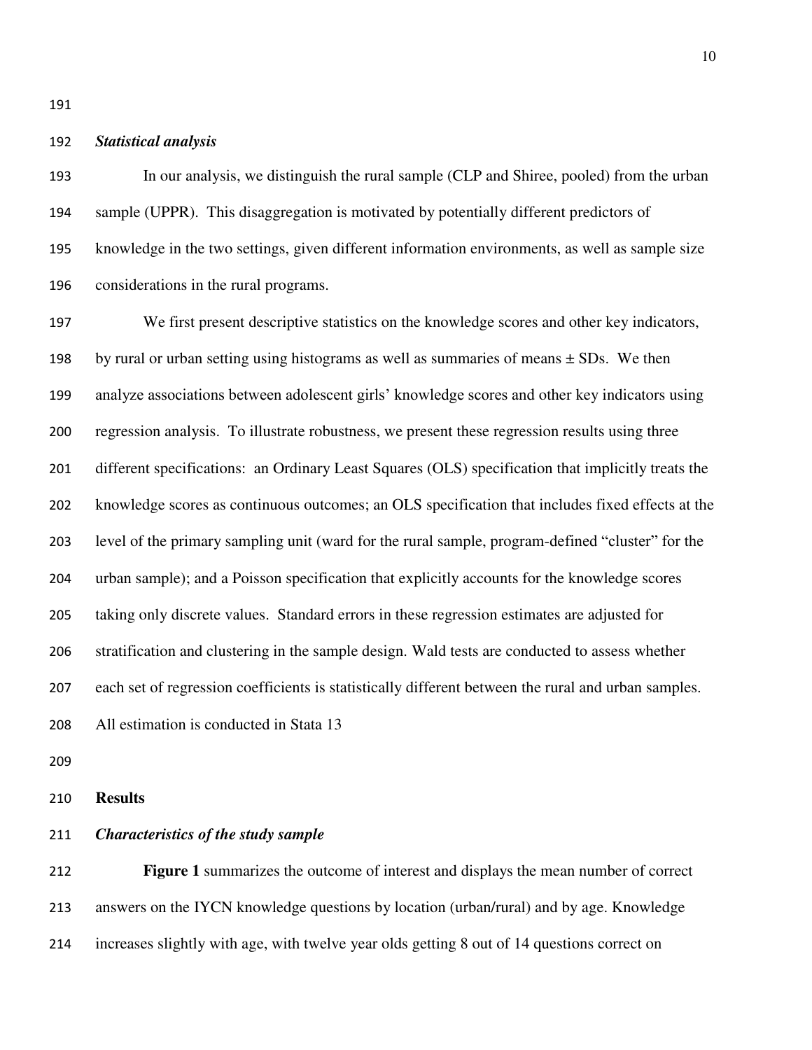### *Statistical analysis*

In our analysis, we distinguish the rural sample (CLP and Shiree, pooled) from the urban sample (UPPR). This disaggregation is motivated by potentially different predictors of knowledge in the two settings, given different information environments, as well as sample size considerations in the rural programs.

We first present descriptive statistics on the knowledge scores and other key indicators, by rural or urban setting using histograms as well as summaries of means ± SDs. We then analyze associations between adolescent girls' knowledge scores and other key indicators using regression analysis. To illustrate robustness, we present these regression results using three different specifications: an Ordinary Least Squares (OLS) specification that implicitly treats the knowledge scores as continuous outcomes; an OLS specification that includes fixed effects at the level of the primary sampling unit (ward for the rural sample, program-defined "cluster" for the urban sample); and a Poisson specification that explicitly accounts for the knowledge scores taking only discrete values. Standard errors in these regression estimates are adjusted for stratification and clustering in the sample design. Wald tests are conducted to assess whether each set of regression coefficients is statistically different between the rural and urban samples. All estimation is conducted in Stata 13

## Results

### *Characteristics of the study sample*

**Figure 1** summarizes the outcome of interest and displays the mean number of correct answers on the IYCN knowledge questions by location (urban/rural) and by age. Knowledge increases slightly with age, with twelve year olds getting 8 out of 14 questions correct on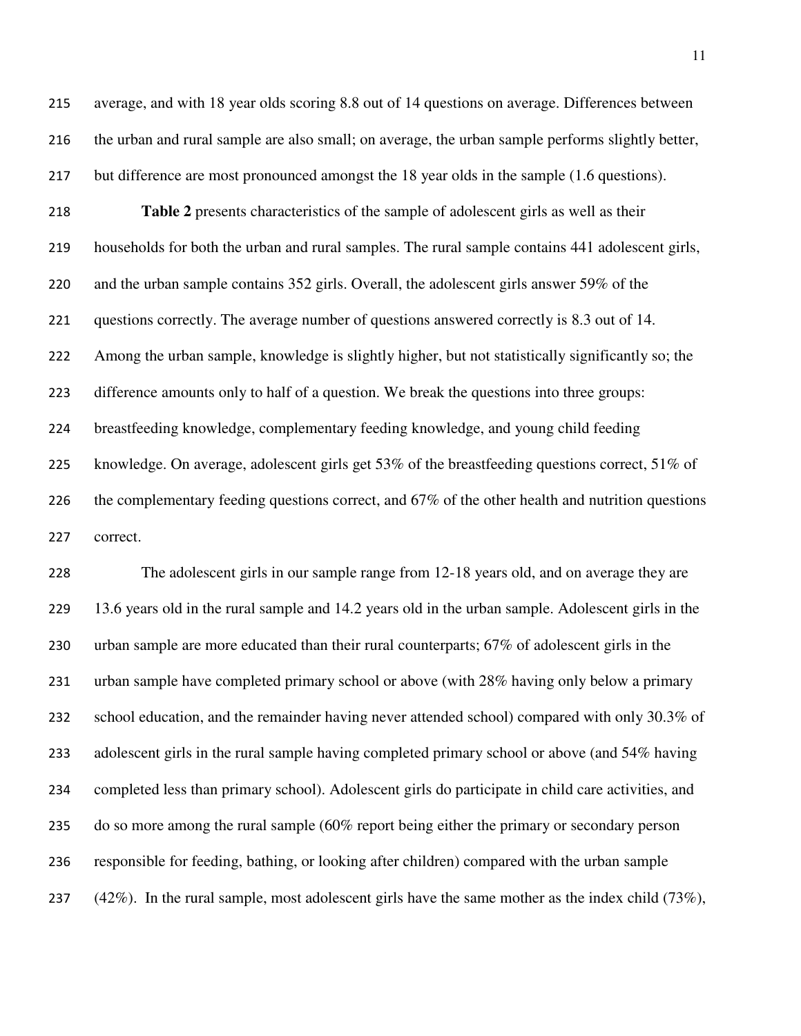average, and with 18 year olds scoring 8.8 out of 14 questions on average. Differences between the urban and rural sample are also small; on average, the urban sample performs slightly better, but difference are most pronounced amongst the 18 year olds in the sample (1.6 questions).

**Table 2** presents characteristics of the sample of adolescent girls as well as their households for both the urban and rural samples. The rural sample contains 441 adolescent girls, and the urban sample contains 352 girls. Overall, the adolescent girls answer 59% of the questions correctly. The average number of questions answered correctly is 8.3 out of 14. Among the urban sample, knowledge is slightly higher, but not statistically significantly so; the difference amounts only to half of a question. We break the questions into three groups: breastfeeding knowledge, complementary feeding knowledge, and young child feeding knowledge. On average, adolescent girls get 53% of the breastfeeding questions correct, 51% of the complementary feeding questions correct, and 67% of the other health and nutrition questions correct.

The adolescent girls in our sample range from 12-18 years old, and on average they are 13.6 years old in the rural sample and 14.2 years old in the urban sample. Adolescent girls in the urban sample are more educated than their rural counterparts; 67% of adolescent girls in the urban sample have completed primary school or above (with 28% having only below a primary school education, and the remainder having never attended school) compared with only 30.3% of adolescent girls in the rural sample having completed primary school or above (and 54% having completed less than primary school). Adolescent girls do participate in child care activities, and do so more among the rural sample (60% report being either the primary or secondary person responsible for feeding, bathing, or looking after children) compared with the urban sample (42%). In the rural sample, most adolescent girls have the same mother as the index child (73%),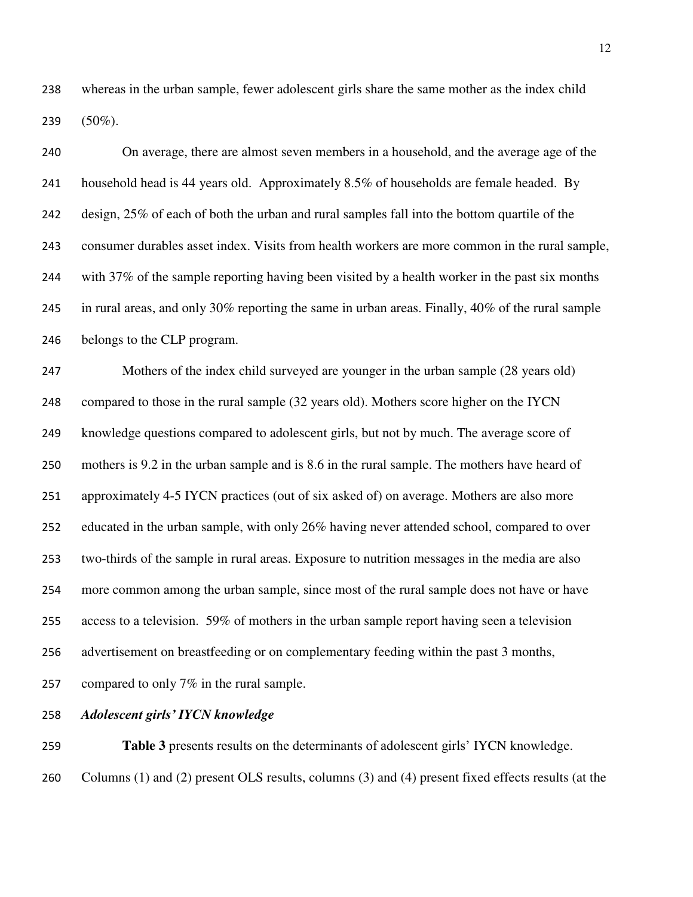whereas in the urban sample, fewer adolescent girls share the same mother as the index child (50%).

On average, there are almost seven members in a household, and the average age of the household head is 44 years old. Approximately 8.5% of households are female headed. By design, 25% of each of both the urban and rural samples fall into the bottom quartile of the consumer durables asset index. Visits from health workers are more common in the rural sample, with 37% of the sample reporting having been visited by a health worker in the past six months in rural areas, and only 30% reporting the same in urban areas. Finally, 40% of the rural sample belongs to the CLP program.

Mothers of the index child surveyed are younger in the urban sample (28 years old) compared to those in the rural sample (32 years old). Mothers score higher on the IYCN knowledge questions compared to adolescent girls, but not by much. The average score of mothers is 9.2 in the urban sample and is 8.6 in the rural sample. The mothers have heard of approximately 4-5 IYCN practices (out of six asked of) on average. Mothers are also more educated in the urban sample, with only 26% having never attended school, compared to over two-thirds of the sample in rural areas. Exposure to nutrition messages in the media are also more common among the urban sample, since most of the rural sample does not have or have access to a television. 59% of mothers in the urban sample report having seen a television advertisement on breastfeeding or on complementary feeding within the past 3 months, compared to only 7% in the rural sample.

***Adolescent girls' IYCN knowledge***

**Table 3** presents results on the determinants of adolescent girls' IYCN knowledge. Columns (1) and (2) present OLS results, columns (3) and (4) present fixed effects results (at the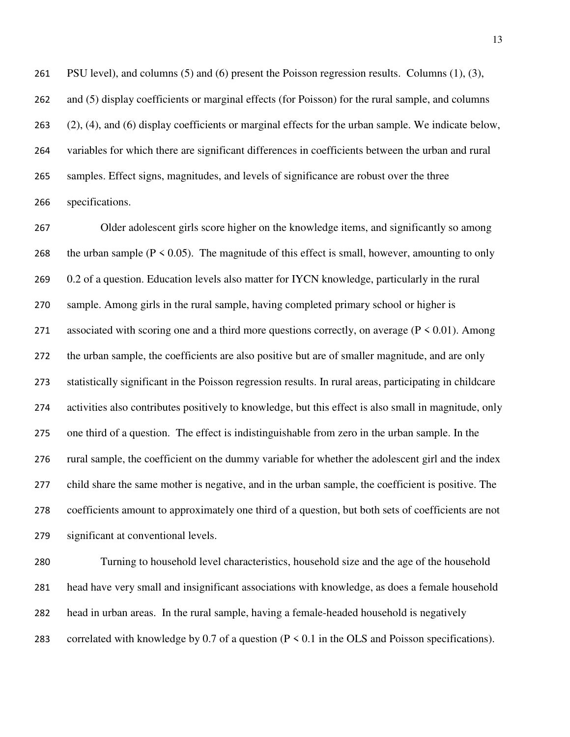PSU level), and columns (5) and (6) present the Poisson regression results. Columns (1), (3), and (5) display coefficients or marginal effects (for Poisson) for the rural sample, and columns (2), (4), and (6) display coefficients or marginal effects for the urban sample. We indicate below, variables for which there are significant differences in coefficients between the urban and rural samples. Effect signs, magnitudes, and levels of significance are robust over the three specifications.

Older adolescent girls score higher on the knowledge items, and significantly so among the urban sample ($P < 0.05$). The magnitude of this effect is small, however, amounting to only 0.2 of a question. Education levels also matter for IYCN knowledge, particularly in the rural sample. Among girls in the rural sample, having completed primary school or higher is associated with scoring one and a third more questions correctly, on average ($P < 0.01$). Among the urban sample, the coefficients are also positive but are of smaller magnitude, and are only statistically significant in the Poisson regression results. In rural areas, participating in childcare activities also contributes positively to knowledge, but this effect is also small in magnitude, only one third of a question. The effect is indistinguishable from zero in the urban sample. In the rural sample, the coefficient on the dummy variable for whether the adolescent girl and the index child share the same mother is negative, and in the urban sample, the coefficient is positive. The coefficients amount to approximately one third of a question, but both sets of coefficients are not significant at conventional levels.

Turning to household level characteristics, household size and the age of the household head have very small and insignificant associations with knowledge, as does a female household head in urban areas. In the rural sample, having a female-headed household is negatively correlated with knowledge by 0.7 of a question ($P < 0.1$ in the OLS and Poisson specifications).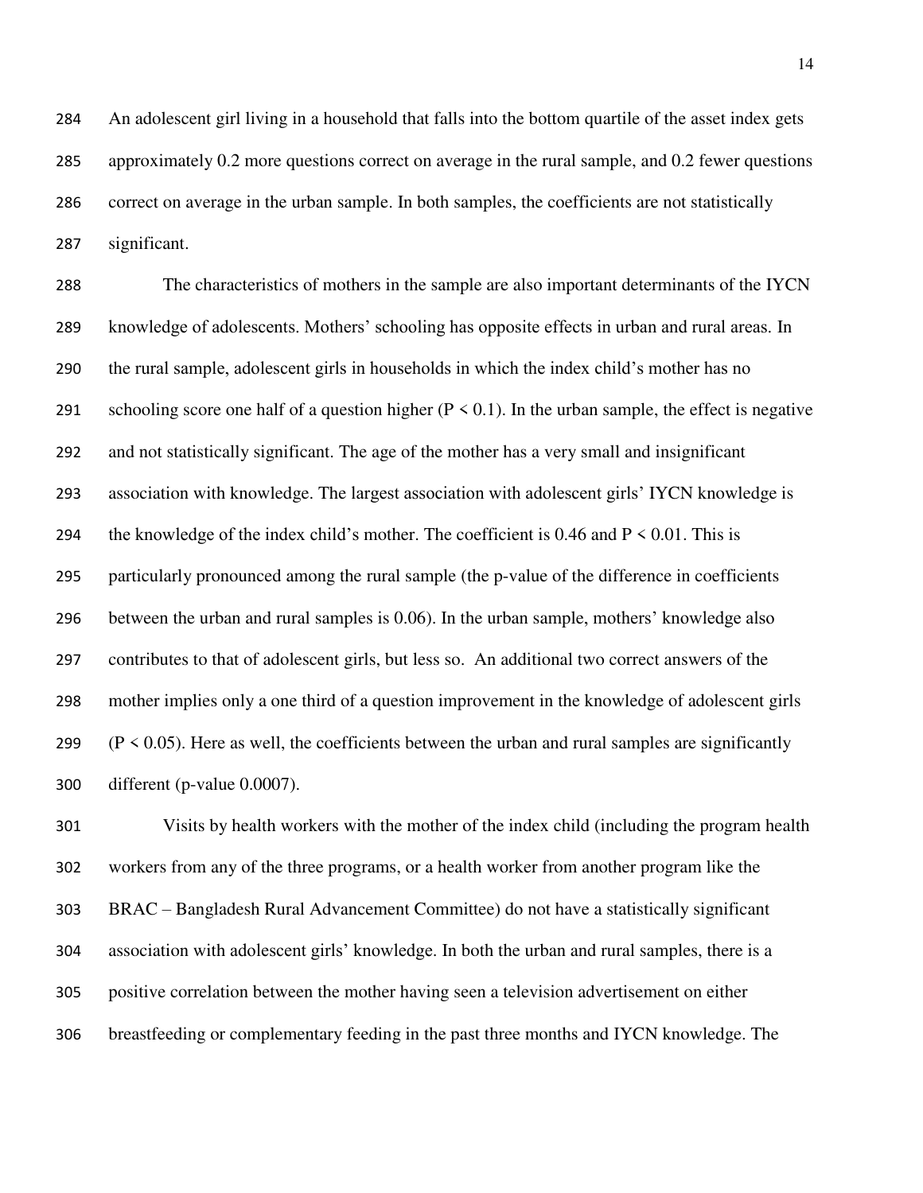An adolescent girl living in a household that falls into the bottom quartile of the asset index gets approximately 0.2 more questions correct on average in the rural sample, and 0.2 fewer questions correct on average in the urban sample. In both samples, the coefficients are not statistically significant.

The characteristics of mothers in the sample are also important determinants of the IYCN knowledge of adolescents. Mothers' schooling has opposite effects in urban and rural areas. In the rural sample, adolescent girls in households in which the index child's mother has no schooling score one half of a question higher ($P < 0.1$). In the urban sample, the effect is negative and not statistically significant. The age of the mother has a very small and insignificant association with knowledge. The largest association with adolescent girls' IYCN knowledge is the knowledge of the index child's mother. The coefficient is 0.46 and $P < 0.01$. This is particularly pronounced among the rural sample (the p-value of the difference in coefficients between the urban and rural samples is 0.06). In the urban sample, mothers' knowledge also contributes to that of adolescent girls, but less so. An additional two correct answers of the mother implies only a one third of a question improvement in the knowledge of adolescent girls ($P < 0.05$). Here as well, the coefficients between the urban and rural samples are significantly different (p-value 0.0007).

Visits by health workers with the mother of the index child (including the program health workers from any of the three programs, or a health worker from another program like the BRAC – Bangladesh Rural Advancement Committee) do not have a statistically significant association with adolescent girls' knowledge. In both the urban and rural samples, there is a positive correlation between the mother having seen a television advertisement on either breastfeeding or complementary feeding in the past three months and IYCN knowledge. The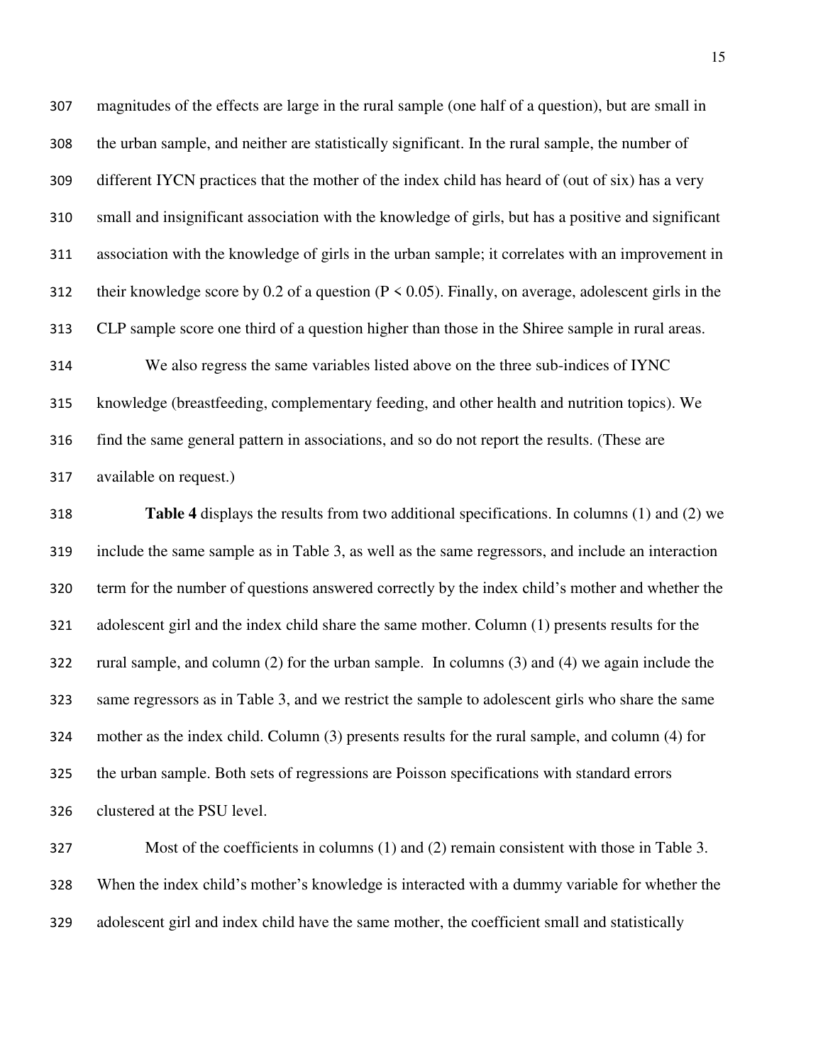magnitudes of the effects are large in the rural sample (one half of a question), but are small in the urban sample, and neither are statistically significant. In the rural sample, the number of different IYCN practices that the mother of the index child has heard of (out of six) has a very small and insignificant association with the knowledge of girls, but has a positive and significant association with the knowledge of girls in the urban sample; it correlates with an improvement in their knowledge score by 0.2 of a question ($P < 0.05$). Finally, on average, adolescent girls in the CLP sample score one third of a question higher than those in the Shiree sample in rural areas.

We also regress the same variables listed above on the three sub-indices of IYNC knowledge (breastfeeding, complementary feeding, and other health and nutrition topics). We find the same general pattern in associations, and so do not report the results. (These are available on request.)

**Table 4** displays the results from two additional specifications. In columns (1) and (2) we include the same sample as in Table 3, as well as the same regressors, and include an interaction term for the number of questions answered correctly by the index child's mother and whether the adolescent girl and the index child share the same mother. Column (1) presents results for the rural sample, and column (2) for the urban sample. In columns (3) and (4) we again include the same regressors as in Table 3, and we restrict the sample to adolescent girls who share the same mother as the index child. Column (3) presents results for the rural sample, and column (4) for the urban sample. Both sets of regressions are Poisson specifications with standard errors clustered at the PSU level.

Most of the coefficients in columns (1) and (2) remain consistent with those in Table 3. When the index child's mother's knowledge is interacted with a dummy variable for whether the adolescent girl and index child have the same mother, the coefficient small and statistically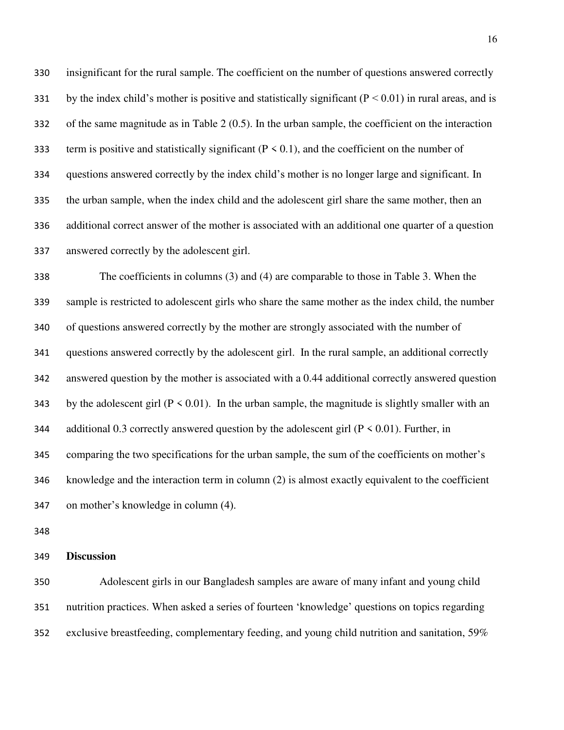insignificant for the rural sample. The coefficient on the number of questions answered correctly by the index child's mother is positive and statistically significant ($P < 0.01$) in rural areas, and is of the same magnitude as in Table 2 (0.5). In the urban sample, the coefficient on the interaction term is positive and statistically significant ($P < 0.1$), and the coefficient on the number of questions answered correctly by the index child's mother is no longer large and significant. In the urban sample, when the index child and the adolescent girl share the same mother, then an additional correct answer of the mother is associated with an additional one quarter of a question answered correctly by the adolescent girl.

The coefficients in columns (3) and (4) are comparable to those in Table 3. When the sample is restricted to adolescent girls who share the same mother as the index child, the number of questions answered correctly by the mother are strongly associated with the number of questions answered correctly by the adolescent girl. In the rural sample, an additional correctly answered question by the mother is associated with a 0.44 additional correctly answered question by the adolescent girl ($P < 0.01$). In the urban sample, the magnitude is slightly smaller with an additional 0.3 correctly answered question by the adolescent girl ($P < 0.01$). Further, in comparing the two specifications for the urban sample, the sum of the coefficients on mother's knowledge and the interaction term in column (2) is almost exactly equivalent to the coefficient on mother's knowledge in column (4).

## Discussion

Adolescent girls in our Bangladesh samples are aware of many infant and young child nutrition practices. When asked a series of fourteen 'knowledge' questions on topics regarding exclusive breastfeeding, complementary feeding, and young child nutrition and sanitation, 59%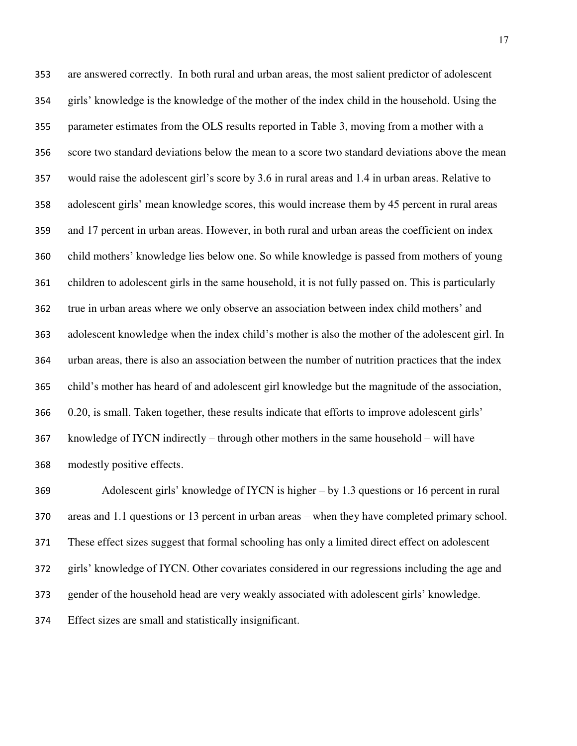are answered correctly. In both rural and urban areas, the most salient predictor of adolescent girls' knowledge is the knowledge of the mother of the index child in the household. Using the parameter estimates from the OLS results reported in Table 3, moving from a mother with a score two standard deviations below the mean to a score two standard deviations above the mean would raise the adolescent girl's score by 3.6 in rural areas and 1.4 in urban areas. Relative to adolescent girls' mean knowledge scores, this would increase them by 45 percent in rural areas and 17 percent in urban areas. However, in both rural and urban areas the coefficient on index child mothers' knowledge lies below one. So while knowledge is passed from mothers of young children to adolescent girls in the same household, it is not fully passed on. This is particularly true in urban areas where we only observe an association between index child mothers' and adolescent knowledge when the index child's mother is also the mother of the adolescent girl. In urban areas, there is also an association between the number of nutrition practices that the index child's mother has heard of and adolescent girl knowledge but the magnitude of the association, 0.20, is small. Taken together, these results indicate that efforts to improve adolescent girls' knowledge of IYCN indirectly – through other mothers in the same household – will have modestly positive effects.

Adolescent girls' knowledge of IYCN is higher – by 1.3 questions or 16 percent in rural areas and 1.1 questions or 13 percent in urban areas – when they have completed primary school. These effect sizes suggest that formal schooling has only a limited direct effect on adolescent girls' knowledge of IYCN. Other covariates considered in our regressions including the age and gender of the household head are very weakly associated with adolescent girls' knowledge. Effect sizes are small and statistically insignificant.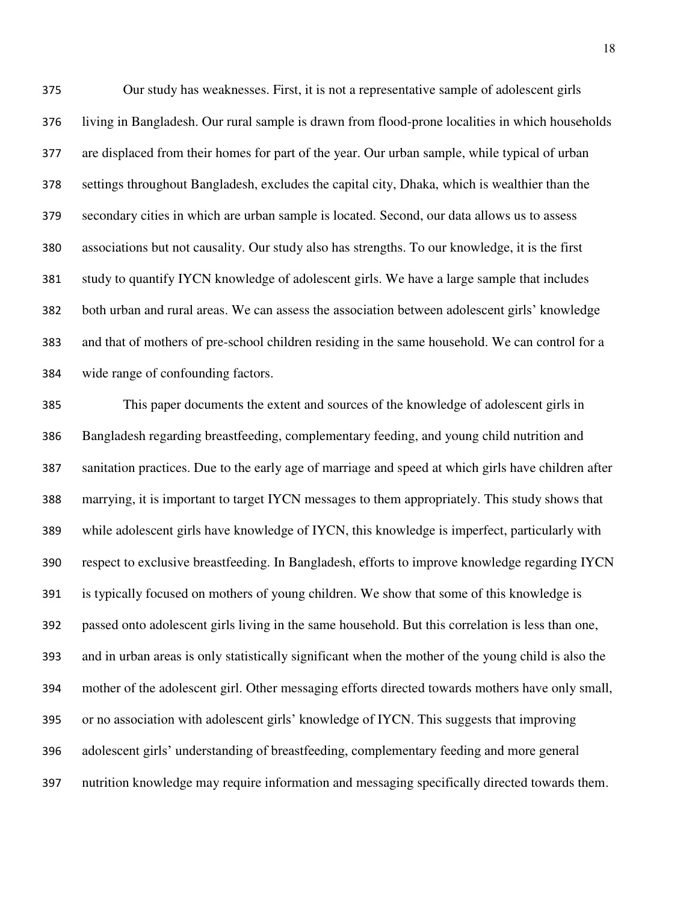Our study has weaknesses. First, it is not a representative sample of adolescent girls living in Bangladesh. Our rural sample is drawn from flood-prone localities in which households are displaced from their homes for part of the year. Our urban sample, while typical of urban settings throughout Bangladesh, excludes the capital city, Dhaka, which is wealthier than the secondary cities in which are urban sample is located. Second, our data allows us to assess associations but not causality. Our study also has strengths. To our knowledge, it is the first study to quantify IYCN knowledge of adolescent girls. We have a large sample that includes both urban and rural areas. We can assess the association between adolescent girls' knowledge and that of mothers of pre-school children residing in the same household. We can control for a wide range of confounding factors.

This paper documents the extent and sources of the knowledge of adolescent girls in Bangladesh regarding breastfeeding, complementary feeding, and young child nutrition and sanitation practices. Due to the early age of marriage and speed at which girls have children after marrying, it is important to target IYCN messages to them appropriately. This study shows that while adolescent girls have knowledge of IYCN, this knowledge is imperfect, particularly with respect to exclusive breastfeeding. In Bangladesh, efforts to improve knowledge regarding IYCN is typically focused on mothers of young children. We show that some of this knowledge is passed onto adolescent girls living in the same household. But this correlation is less than one, and in urban areas is only statistically significant when the mother of the young child is also the mother of the adolescent girl. Other messaging efforts directed towards mothers have only small, or no association with adolescent girls' knowledge of IYCN. This suggests that improving adolescent girls' understanding of breastfeeding, complementary feeding and more general nutrition knowledge may require information and messaging specifically directed towards them.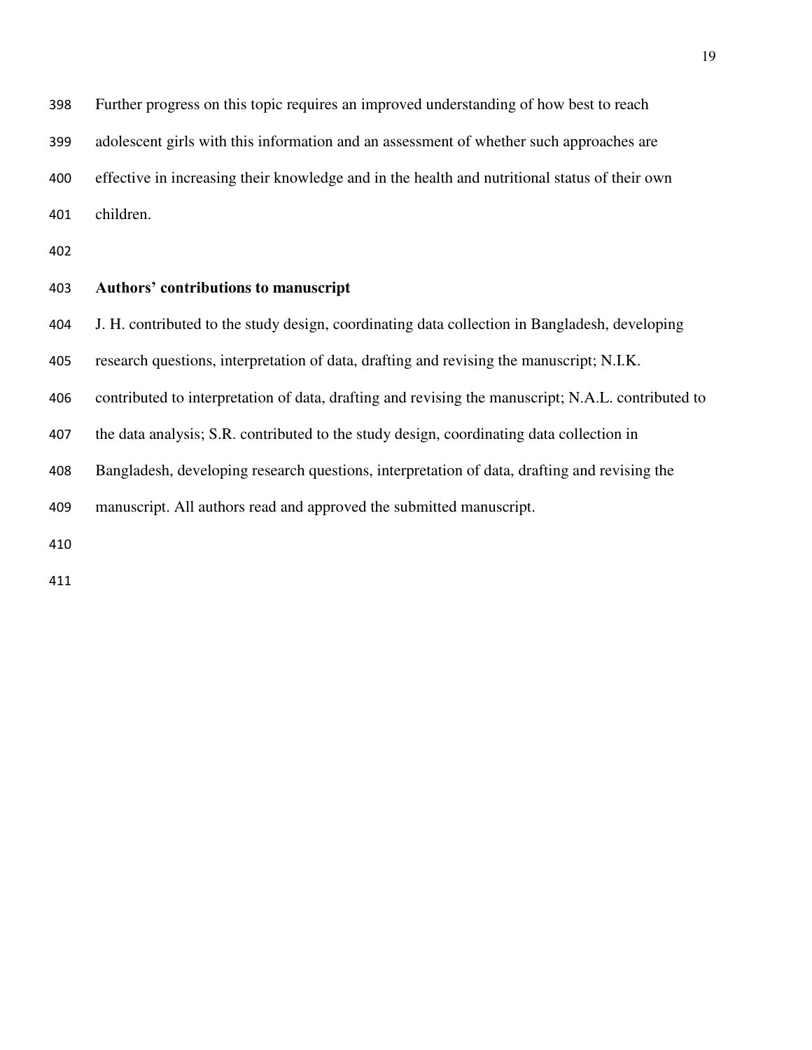Further progress on this topic requires an improved understanding of how best to reach adolescent girls with this information and an assessment of whether such approaches are effective in increasing their knowledge and in the health and nutritional status of their own children.

**Authors' contributions to manuscript**

J. H. contributed to the study design, coordinating data collection in Bangladesh, developing research questions, interpretation of data, drafting and revising the manuscript; N.I.K. contributed to interpretation of data, drafting and revising the manuscript; N.A.L. contributed to the data analysis; S.R. contributed to the study design, coordinating data collection in Bangladesh, developing research questions, interpretation of data, drafting and revising the manuscript. All authors read and approved the submitted manuscript.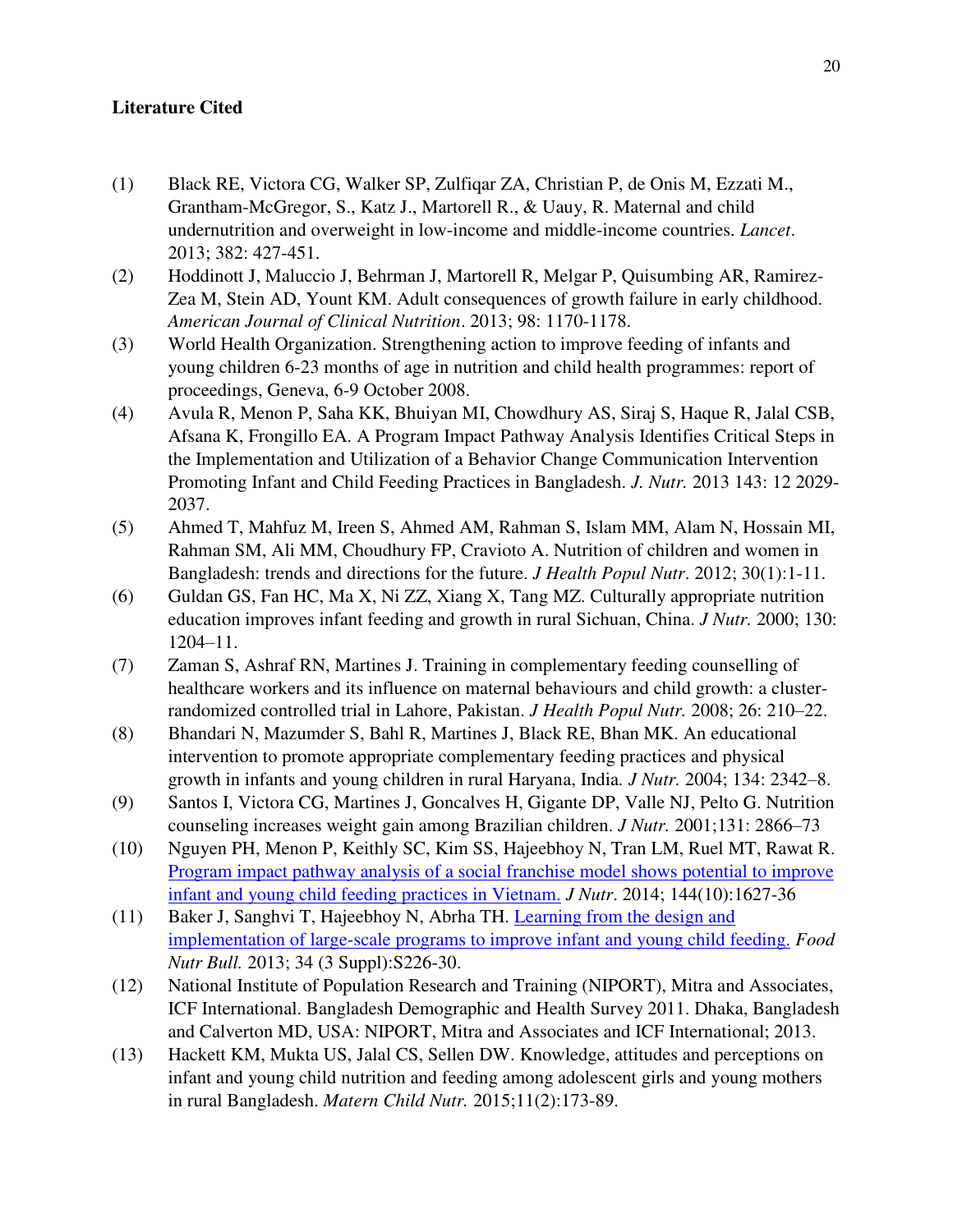**Literature Cited**

(1) Black RE, Victora CG, Walker SP, Zulfiqar ZA, Christian P, de Onis M, Ezzati M., Grantham-McGregor, S., Katz J., Martorell R., & Uauy, R. Maternal and child undernutrition and overweight in low-income and middle-income countries. *Lancet*. 2013; 382: 427-451.

(2) Hoddinott J, Maluccio J, Behrman J, Martorell R, Melgar P, Quisumbing AR, Ramirez-Zea M, Stein AD, Yount KM. Adult consequences of growth failure in early childhood. *American Journal of Clinical Nutrition*. 2013; 98: 1170-1178.

(3) World Health Organization. Strengthening action to improve feeding of infants and young children 6-23 months of age in nutrition and child health programmes: report of proceedings, Geneva, 6-9 October 2008.

(4) Avula R, Menon P, Saha KK, Bhuiyan MI, Chowdhury AS, Siraj S, Haque R, Jalal CSB, Afsana K, Frongillo EA. A Program Impact Pathway Analysis Identifies Critical Steps in the Implementation and Utilization of a Behavior Change Communication Intervention Promoting Infant and Child Feeding Practices in Bangladesh. *J. Nutr.* 2013 143: 12 2029-2037.

(5) Ahmed T, Mahfuz M, Ireen S, Ahmed AM, Rahman S, Islam MM, Alam N, Hossain MI, Rahman SM, Ali MM, Choudhury FP, Cravioto A. Nutrition of children and women in Bangladesh: trends and directions for the future. *J Health Popul Nutr*. 2012; 30(1):1-11.

(6) Guldan GS, Fan HC, Ma X, Ni ZZ, Xiang X, Tang MZ. Culturally appropriate nutrition education improves infant feeding and growth in rural Sichuan, China. *J Nutr.* 2000; 130: 1204–11.

(7) Zaman S, Ashraf RN, Martines J. Training in complementary feeding counselling of healthcare workers and its influence on maternal behaviours and child growth: a cluster-randomized controlled trial in Lahore, Pakistan. *J Health Popul Nutr.* 2008; 26: 210–22.

(8) Bhandari N, Mazumder S, Bahl R, Martines J, Black RE, Bhan MK. An educational intervention to promote appropriate complementary feeding practices and physical growth in infants and young children in rural Haryana, India. *J Nutr.* 2004; 134: 2342–8.

(9) Santos I, Victora CG, Martines J, Goncalves H, Gigante DP, Valle NJ, Pelto G. Nutrition counseling increases weight gain among Brazilian children. *J Nutr.* 2001;131: 2866–73

(10) Nguyen PH, Menon P, Keithly SC, Kim SS, Hajeebhoy N, Tran LM, Ruel MT, Rawat R. Program impact pathway analysis of a social franchise model shows potential to improve infant and young child feeding practices in Vietnam. *J Nutr*. 2014; 144(10):1627-36

(11) Baker J, Sanghvi T, Hajeebhoy N, Abrha TH. Learning from the design and implementation of large-scale programs to improve infant and young child feeding. *Food Nutr Bull.* 2013; 34 (3 Suppl):S226-30.

(12) National Institute of Population Research and Training (NIPORT), Mitra and Associates, ICF International. Bangladesh Demographic and Health Survey 2011. Dhaka, Bangladesh and Calverton MD, USA: NIPORT, Mitra and Associates and ICF International; 2013.

(13) Hackett KM, Mukta US, Jalal CS, Sellen DW. Knowledge, attitudes and perceptions on infant and young child nutrition and feeding among adolescent girls and young mothers in rural Bangladesh. *Matern Child Nutr.* 2015;11(2):173-89.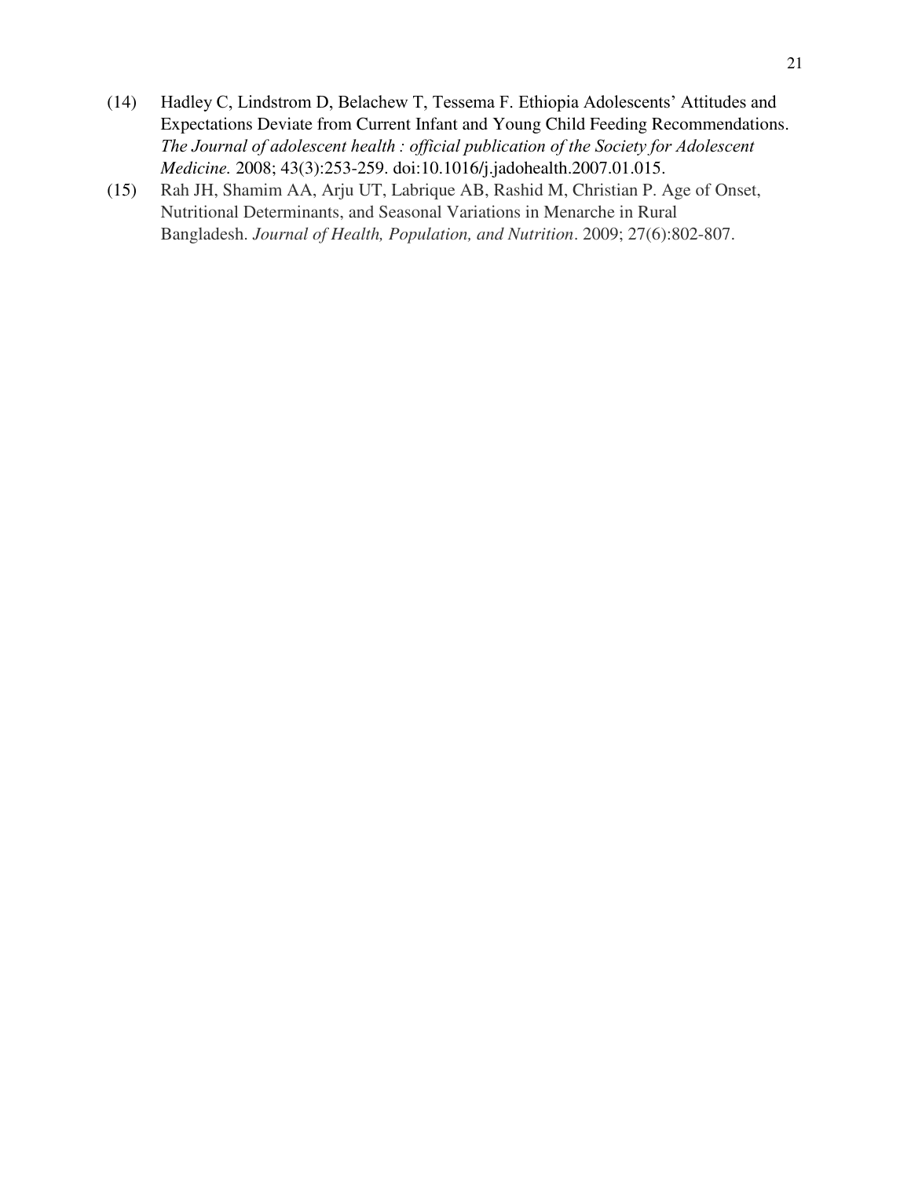(14) Hadley C, Lindstrom D, Belachew T, Tessema F. Ethiopia Adolescents' Attitudes and Expectations Deviate from Current Infant and Young Child Feeding Recommendations. *The Journal of adolescent health : official publication of the Society for Adolescent Medicine.* 2008; 43(3):253-259. doi:10.1016/j.jadohealth.2007.01.015.

(15) Rah JH, Shamim AA, Arju UT, Labrique AB, Rashid M, Christian P. Age of Onset, Nutritional Determinants, and Seasonal Variations in Menarche in Rural Bangladesh. *Journal of Health, Population, and Nutrition*. 2009; 27(6):802-807.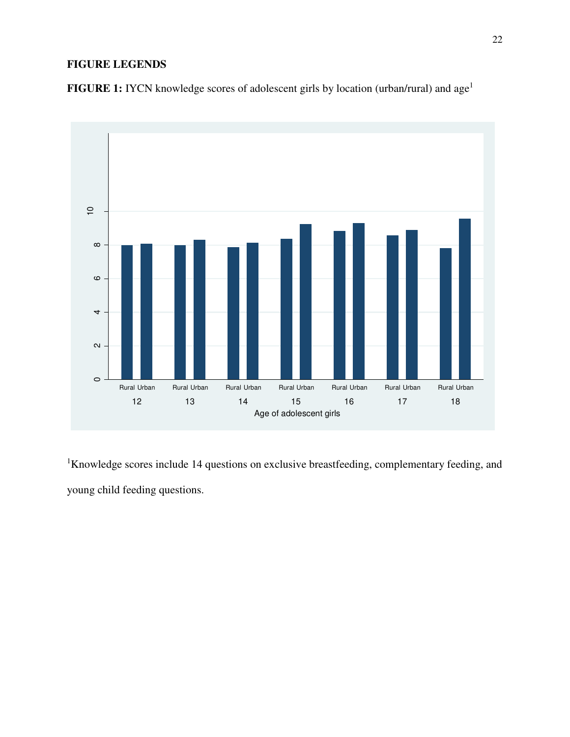**FIGURE LEGENDS**

**FIGURE 1:** IYCN knowledge scores of adolescent girls by location (urban/rural) and age[1]

[1]Knowledge scores include 14 questions on exclusive breastfeeding, complementary feeding, and young child feeding questions.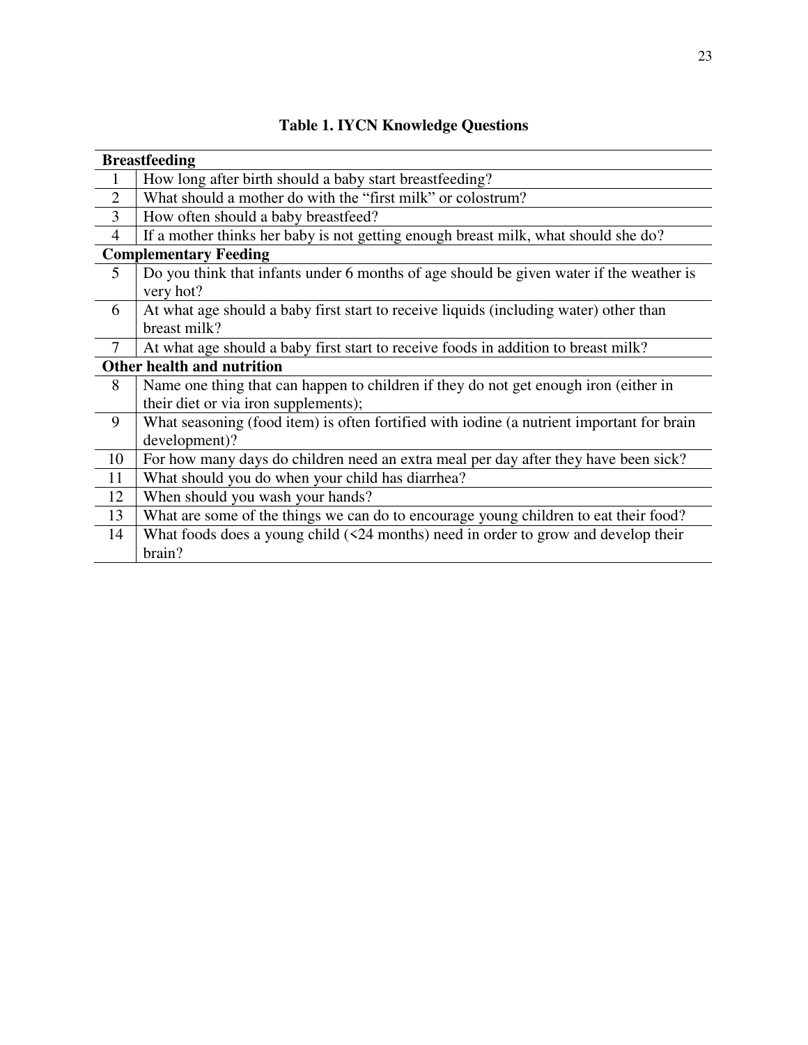**Table 1. IYCN Knowledge Questions**

| | |
|---|---|
| **Breastfeeding** | |
| 1 | How long after birth should a baby start breastfeeding? |
| 2 | What should a mother do with the "first milk" or colostrum? |
| 3 | How often should a baby breastfeed? |
| 4 | If a mother thinks her baby is not getting enough breast milk, what should she do? |
| **Complementary Feeding** | |
| 5 | Do you think that infants under 6 months of age should be given water if the weather is very hot? |
| 6 | At what age should a baby first start to receive liquids (including water) other than breast milk? |
| 7 | At what age should a baby first start to receive foods in addition to breast milk? |
| **Other health and nutrition** | |
| 8 | Name one thing that can happen to children if they do not get enough iron (either in their diet or via iron supplements); |
| 9 | What seasoning (food item) is often fortified with iodine (a nutrient important for brain development)? |
| 10 | For how many days do children need an extra meal per day after they have been sick? |
| 11 | What should you do when your child has diarrhea? |
| 12 | When should you wash your hands? |
| 13 | What are some of the things we can do to encourage young children to eat their food? |
| 14 | What foods does a young child (<24 months) need in order to grow and develop their brain? |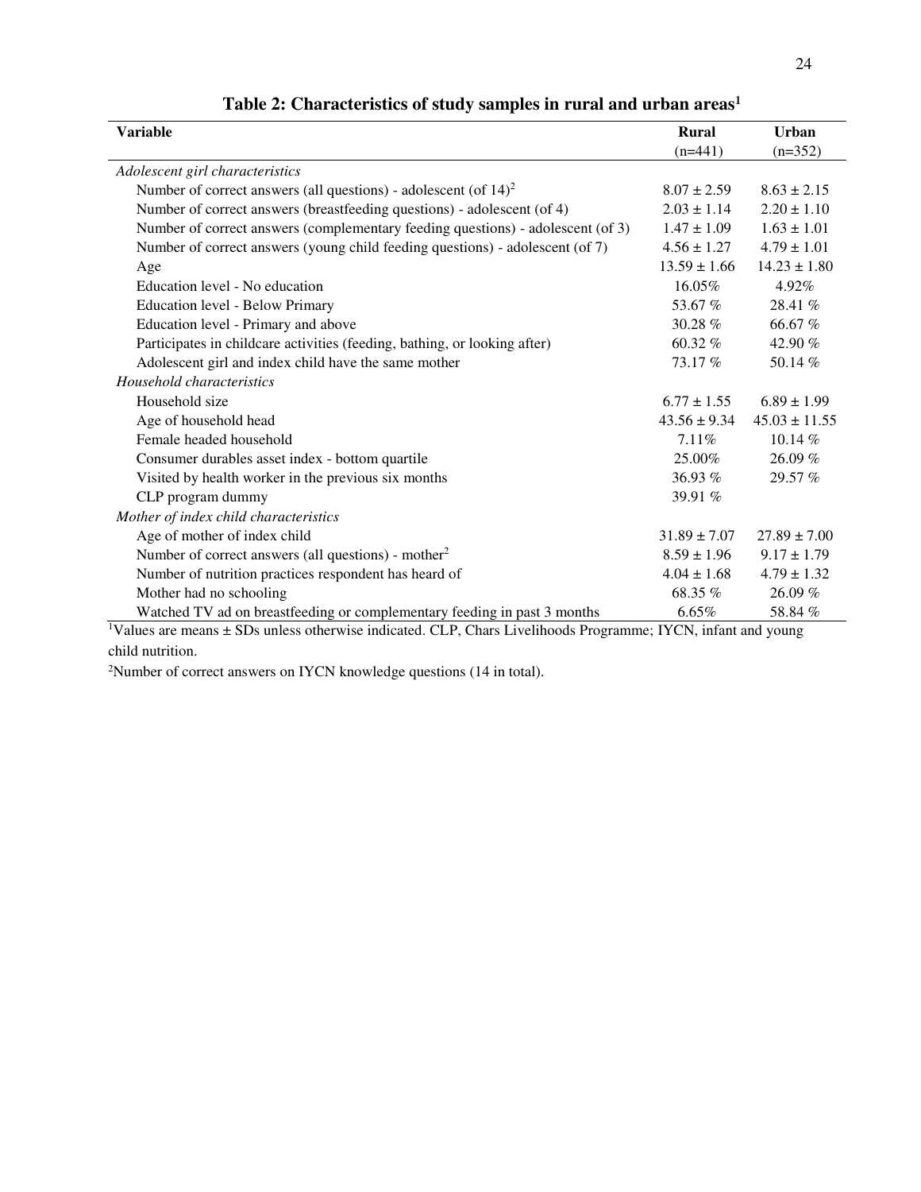**Table 2: Characteristics of study samples in rural and urban areas[1]**

| Variable | Rural (n=441) | Urban (n=352) |
|---|---|---|
| *Adolescent girl characteristics* | | |
| Number of correct answers (all questions) - adolescent (of 14)[2] | 8.07 ± 2.59 | 8.63 ± 2.15 |
| Number of correct answers (breastfeeding questions) - adolescent (of 4) | 2.03 ± 1.14 | 2.20 ± 1.10 |
| Number of correct answers (complementary feeding questions) - adolescent (of 3) | 1.47 ± 1.09 | 1.63 ± 1.01 |
| Number of correct answers (young child feeding questions) - adolescent (of 7) | 4.56 ± 1.27 | 4.79 ± 1.01 |
| Age | 13.59 ± 1.66 | 14.23 ± 1.80 |
| Education level - No education | 16.05% | 4.92% |
| Education level - Below Primary | 53.67 % | 28.41 % |
| Education level - Primary and above | 30.28 % | 66.67 % |
| Participates in childcare activities (feeding, bathing, or looking after) | 60.32 % | 42.90 % |
| Adolescent girl and index child have the same mother | 73.17 % | 50.14 % |
| *Household characteristics* | | |
| Household size | 6.77 ± 1.55 | 6.89 ± 1.99 |
| Age of household head | 43.56 ± 9.34 | 45.03 ± 11.55 |
| Female headed household | 7.11% | 10.14 % |
| Consumer durables asset index - bottom quartile | 25.00% | 26.09 % |
| Visited by health worker in the previous six months | 36.93 % | 29.57 % |
| CLP program dummy | 39.91 % | |
| *Mother of index child characteristics* | | |
| Age of mother of index child | 31.89 ± 7.07 | 27.89 ± 7.00 |
| Number of correct answers (all questions) - mother[2] | 8.59 ± 1.96 | 9.17 ± 1.79 |
| Number of nutrition practices respondent has heard of | 4.04 ± 1.68 | 4.79 ± 1.32 |
| Mother had no schooling | 68.35 % | 26.09 % |
| Watched TV ad on breastfeeding or complementary feeding in past 3 months | 6.65% | 58.84 % |

[1]Values are means ± SDs unless otherwise indicated. CLP, Chars Livelihoods Programme; IYCN, infant and young child nutrition.

[2]Number of correct answers on IYCN knowledge questions (14 in total).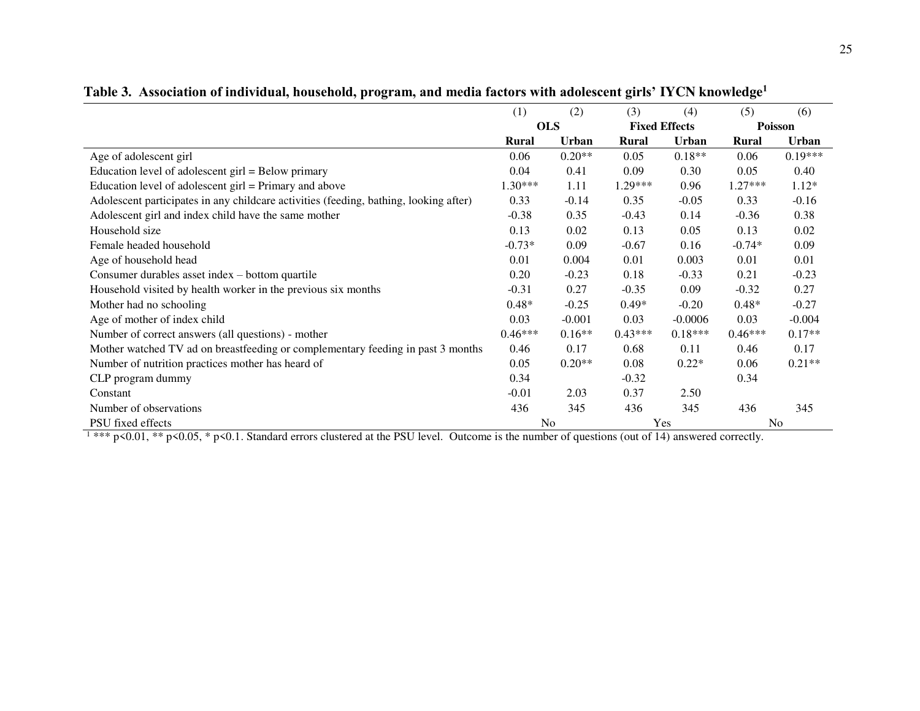**Table 3. Association of individual, household, program, and media factors with adolescent girls' IYCN knowledge[1]**

| | (1) | (2) | (3) | (4) | (5) | (6) |
|---|---|---|---|---|---|---|
| | **OLS** | | **Fixed Effects** | | **Poisson** | |
| | **Rural** | **Urban** | **Rural** | **Urban** | **Rural** | **Urban** |
| Age of adolescent girl | 0.06 | 0.20** | 0.05 | 0.18** | 0.06 | 0.19*** |
| Education level of adolescent girl = Below primary | 0.04 | 0.41 | 0.09 | 0.30 | 0.05 | 0.40 |
| Education level of adolescent girl = Primary and above | 1.30*** | 1.11 | 1.29*** | 0.96 | 1.27*** | 1.12* |
| Adolescent participates in any childcare activities (feeding, bathing, looking after) | 0.33 | -0.14 | 0.35 | -0.05 | 0.33 | -0.16 |
| Adolescent girl and index child have the same mother | -0.38 | 0.35 | -0.43 | 0.14 | -0.36 | 0.38 |
| Household size | 0.13 | 0.02 | 0.13 | 0.05 | 0.13 | 0.02 |
| Female headed household | -0.73* | 0.09 | -0.67 | 0.16 | -0.74* | 0.09 |
| Age of household head | 0.01 | 0.004 | 0.01 | 0.003 | 0.01 | 0.01 |
| Consumer durables asset index – bottom quartile | 0.20 | -0.23 | 0.18 | -0.33 | 0.21 | -0.23 |
| Household visited by health worker in the previous six months | -0.31 | 0.27 | -0.35 | 0.09 | -0.32 | 0.27 |
| Mother had no schooling | 0.48* | -0.25 | 0.49* | -0.20 | 0.48* | -0.27 |
| Age of mother of index child | 0.03 | -0.001 | 0.03 | -0.0006 | 0.03 | -0.004 |
| Number of correct answers (all questions) - mother | 0.46*** | 0.16** | 0.43*** | 0.18*** | 0.46*** | 0.17** |
| Mother watched TV ad on breastfeeding or complementary feeding in past 3 months | 0.46 | 0.17 | 0.68 | 0.11 | 0.46 | 0.17 |
| Number of nutrition practices mother has heard of | 0.05 | 0.20** | 0.08 | 0.22* | 0.06 | 0.21** |
| CLP program dummy | 0.34 | | -0.32 | | 0.34 | |
| Constant | -0.01 | 2.03 | 0.37 | 2.50 | | |
| Number of observations | 436 | 345 | 436 | 345 | 436 | 345 |
| PSU fixed effects | No | | Yes | | No | |

[1] *** p<0.01, ** p<0.05, * p<0.1. Standard errors clustered at the PSU level. Outcome is the number of questions (out of 14) answered correctly.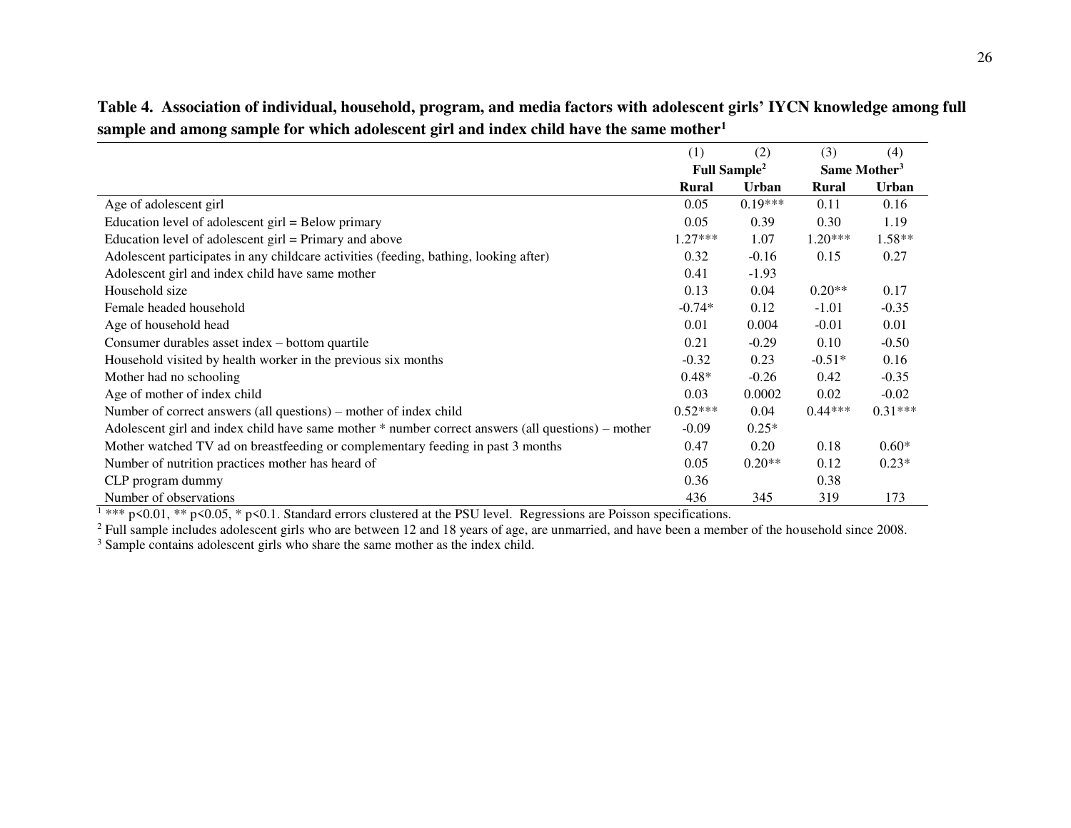**Table 4. Association of individual, household, program, and media factors with adolescent girls' IYCN knowledge among full sample and among sample for which adolescent girl and index child have the same mother[1]**

| | (1) | (2) | (3) | (4) |
|---|---|---|---|---|
| | Full Sample[2] | | Same Mother[3] | |
| | Rural | Urban | Rural | Urban |
| Age of adolescent girl | 0.05 | 0.19*** | 0.11 | 0.16 |
| Education level of adolescent girl = Below primary | 0.05 | 0.39 | 0.30 | 1.19 |
| Education level of adolescent girl = Primary and above | 1.27*** | 1.07 | 1.20*** | 1.58** |
| Adolescent participates in any childcare activities (feeding, bathing, looking after) | 0.32 | -0.16 | 0.15 | 0.27 |
| Adolescent girl and index child have same mother | 0.41 | -1.93 | | |
| Household size | 0.13 | 0.04 | 0.20** | 0.17 |
| Female headed household | -0.74* | 0.12 | -1.01 | -0.35 |
| Age of household head | 0.01 | 0.004 | -0.01 | 0.01 |
| Consumer durables asset index – bottom quartile | 0.21 | -0.29 | 0.10 | -0.50 |
| Household visited by health worker in the previous six months | -0.32 | 0.23 | -0.51* | 0.16 |
| Mother had no schooling | 0.48* | -0.26 | 0.42 | -0.35 |
| Age of mother of index child | 0.03 | 0.0002 | 0.02 | -0.02 |
| Number of correct answers (all questions) – mother of index child | 0.52*** | 0.04 | 0.44*** | 0.31*** |
| Adolescent girl and index child have same mother * number correct answers (all questions) – mother | -0.09 | 0.25* | | |
| Mother watched TV ad on breastfeeding or complementary feeding in past 3 months | 0.47 | 0.20 | 0.18 | 0.60* |
| Number of nutrition practices mother has heard of | 0.05 | 0.20** | 0.12 | 0.23* |
| CLP program dummy | 0.36 | | 0.38 | |
| Number of observations | 436 | 345 | 319 | 173 |

[1] *** p<0.01, ** p<0.05, * p<0.1. Standard errors clustered at the PSU level. Regressions are Poisson specifications.

[2] Full sample includes adolescent girls who are between 12 and 18 years of age, are unmarried, and have been a member of the household since 2008.

[3] Sample contains adolescent girls who share the same mother as the index child.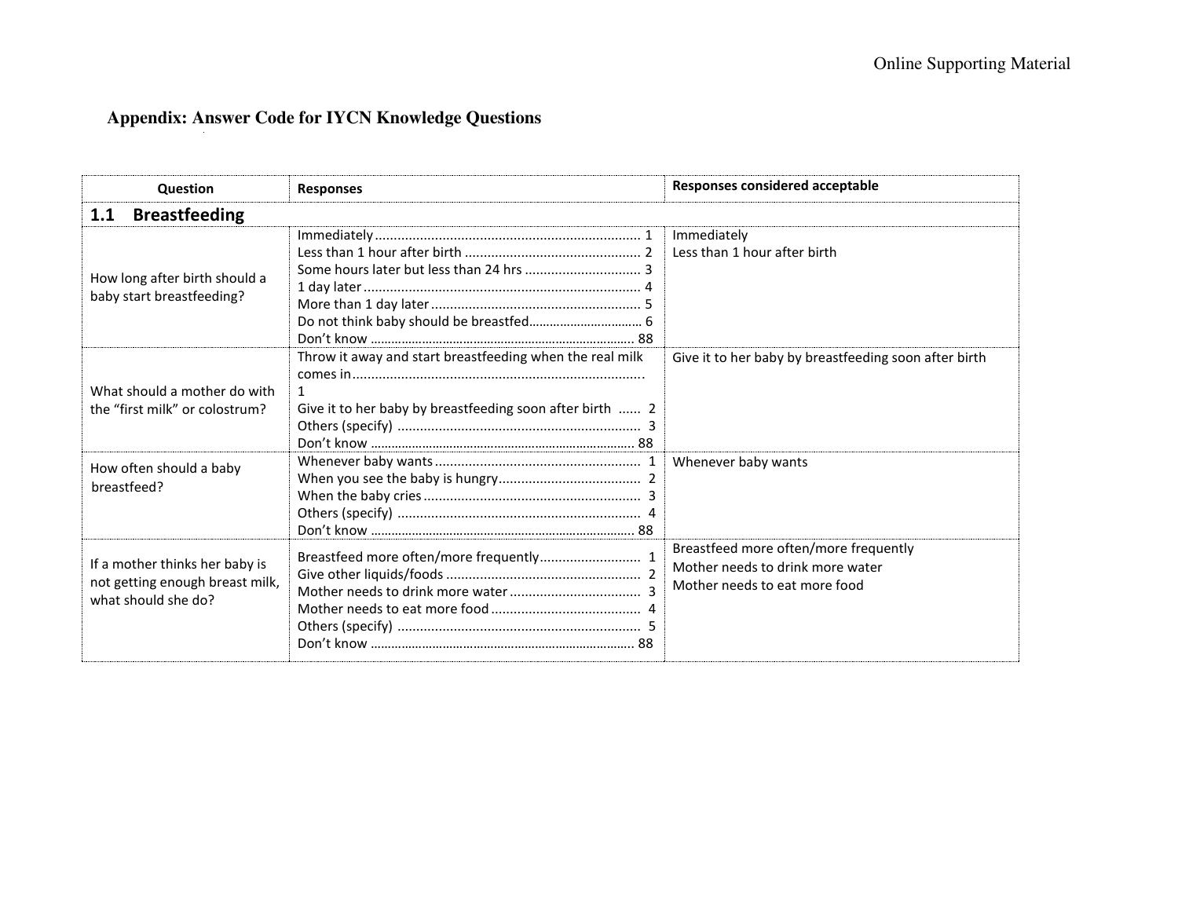## Appendix: Answer Code for IYCN Knowledge Questions

| Question | Responses | Responses considered acceptable |
|---|---|---|
| **1.1 Breastfeeding** | | |
| How long after birth should a baby start breastfeeding? | Immediately ........ 1<br>Less than 1 hour after birth ........ 2<br>Some hours later but less than 24 hrs ........ 3<br>1 day later ........ 4<br>More than 1 day later ........ 5<br>Do not think baby should be breastfed........ 6<br>Don't know ........ 88 | Immediately<br>Less than 1 hour after birth |
| What should a mother do with the "first milk" or colostrum? | Throw it away and start breastfeeding when the real milk comes in........ 1<br>Give it to her baby by breastfeeding soon after birth ...... 2<br>Others (specify) ........ 3<br>Don't know ........ 88 | Give it to her baby by breastfeeding soon after birth |
| How often should a baby breastfeed? | Whenever baby wants ........ 1<br>When you see the baby is hungry........ 2<br>When the baby cries ........ 3<br>Others (specify) ........ 4<br>Don't know ........ 88 | Whenever baby wants |
| If a mother thinks her baby is not getting enough breast milk, what should she do? | Breastfeed more often/more frequently........ 1<br>Give other liquids/foods ........ 2<br>Mother needs to drink more water ........ 3<br>Mother needs to eat more food ........ 4<br>Others (specify) ........ 5<br>Don't know ........ 88 | Breastfeed more often/more frequently<br>Mother needs to drink more water<br>Mother needs to eat more food |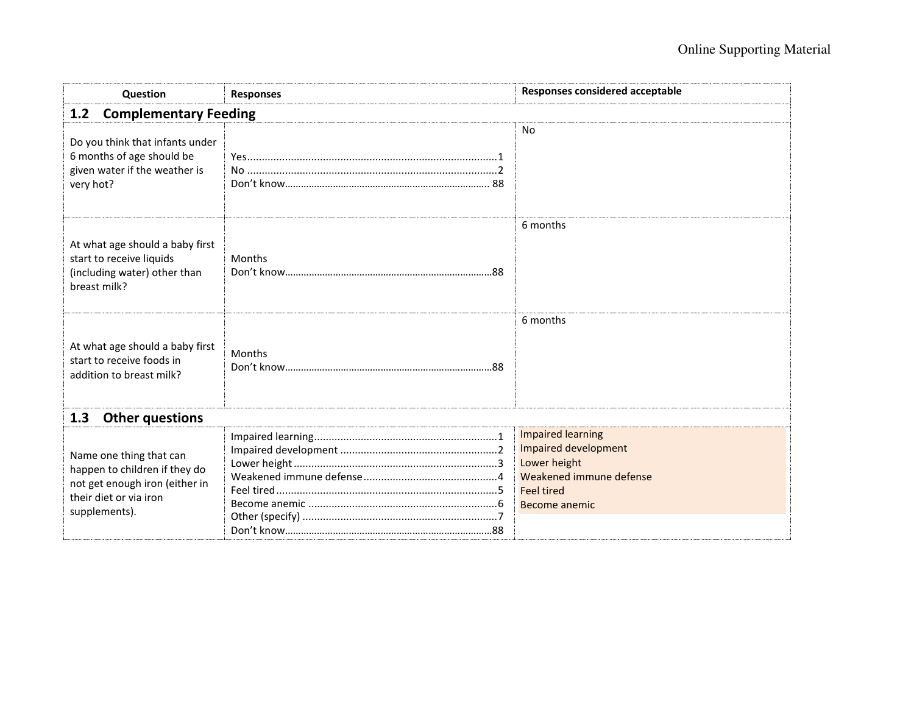| Question | Responses | Responses considered acceptable |
| --- | --- | --- |
| **1.2 Complementary Feeding** | | |
| Do you think that infants under 6 months of age should be given water if the weather is very hot? | Yes....................1<br>No....................2<br>Don't know.................... 88 | No |
| At what age should a baby first start to receive liquids (including water) other than breast milk? | Months<br>Don't know....................88 | 6 months |
| At what age should a baby first start to receive foods in addition to breast milk? | Months<br>Don't know....................88 | 6 months |
| **1.3 Other questions** | | |
| Name one thing that can happen to children if they do not get enough iron (either in their diet or via iron supplements). | Impaired learning....................1<br>Impaired development....................2<br>Lower height....................3<br>Weakened immune defense....................4<br>Feel tired....................5<br>Become anemic....................6<br>Other (specify)....................7<br>Don't know....................88 | Impaired learning<br>Impaired development<br>Lower height<br>Weakened immune defense<br>Feel tired<br>Become anemic |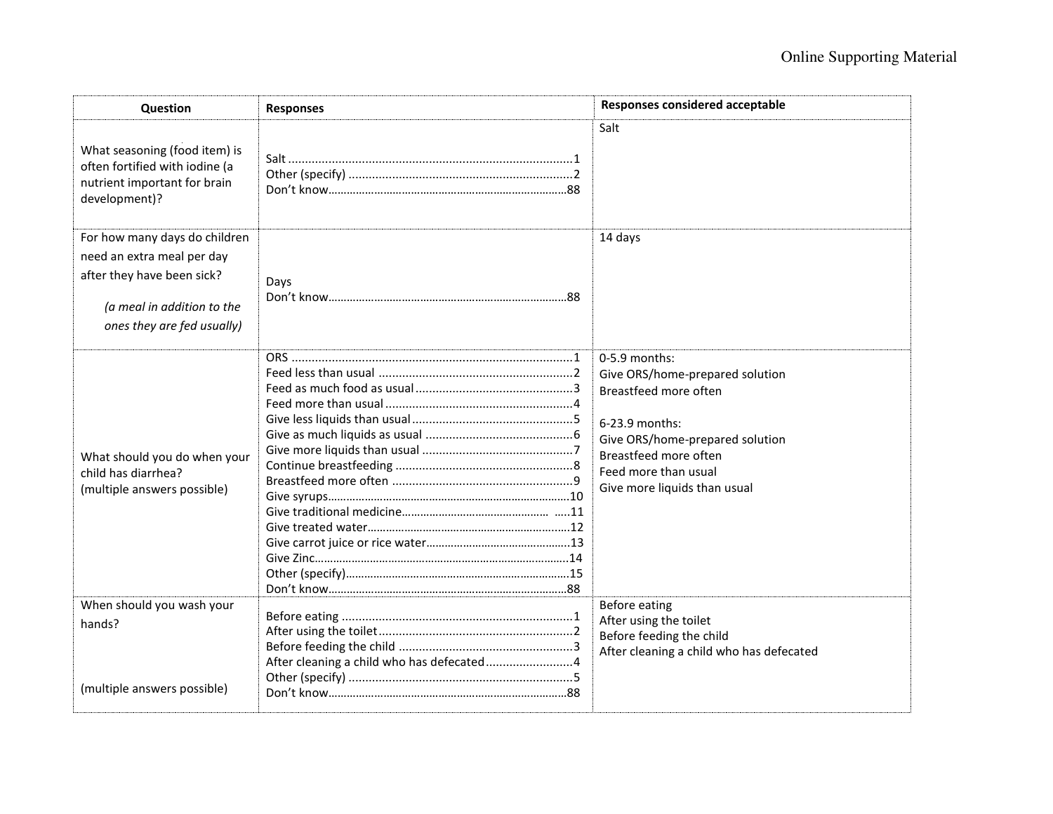| Question | Responses | Responses considered acceptable |
|---|---|---|
| What seasoning (food item) is often fortified with iodine (a nutrient important for brain development)? | Salt ....................1<br>Other (specify) ....................2<br>Don't know....................88 | Salt |
| For how many days do children need an extra meal per day after they have been sick?<br><br>*(a meal in addition to the ones they are fed usually)* | Days<br>Don't know....................88 | 14 days |
| What should you do when your child has diarrhea?<br>(multiple answers possible) | ORS ....................1<br>Feed less than usual ....................2<br>Feed as much food as usual ....................3<br>Feed more than usual ....................4<br>Give less liquids than usual ....................5<br>Give as much liquids as usual ....................6<br>Give more liquids than usual ....................7<br>Continue breastfeeding ....................8<br>Breastfeed more often ....................9<br>Give syrups....................10<br>Give traditional medicine....................11<br>Give treated water....................12<br>Give carrot juice or rice water....................13<br>Give Zinc....................14<br>Other (specify)....................15<br>Don't know....................88 | 0-5.9 months:<br>Give ORS/home-prepared solution<br>Breastfeed more often<br><br>6-23.9 months:<br>Give ORS/home-prepared solution<br>Breastfeed more often<br>Feed more than usual<br>Give more liquids than usual |
| When should you wash your hands?<br><br>(multiple answers possible) | Before eating ....................1<br>After using the toilet....................2<br>Before feeding the child ....................3<br>After cleaning a child who has defecated....................4<br>Other (specify) ....................5<br>Don't know....................88 | Before eating<br>After using the toilet<br>Before feeding the child<br>After cleaning a child who has defecated |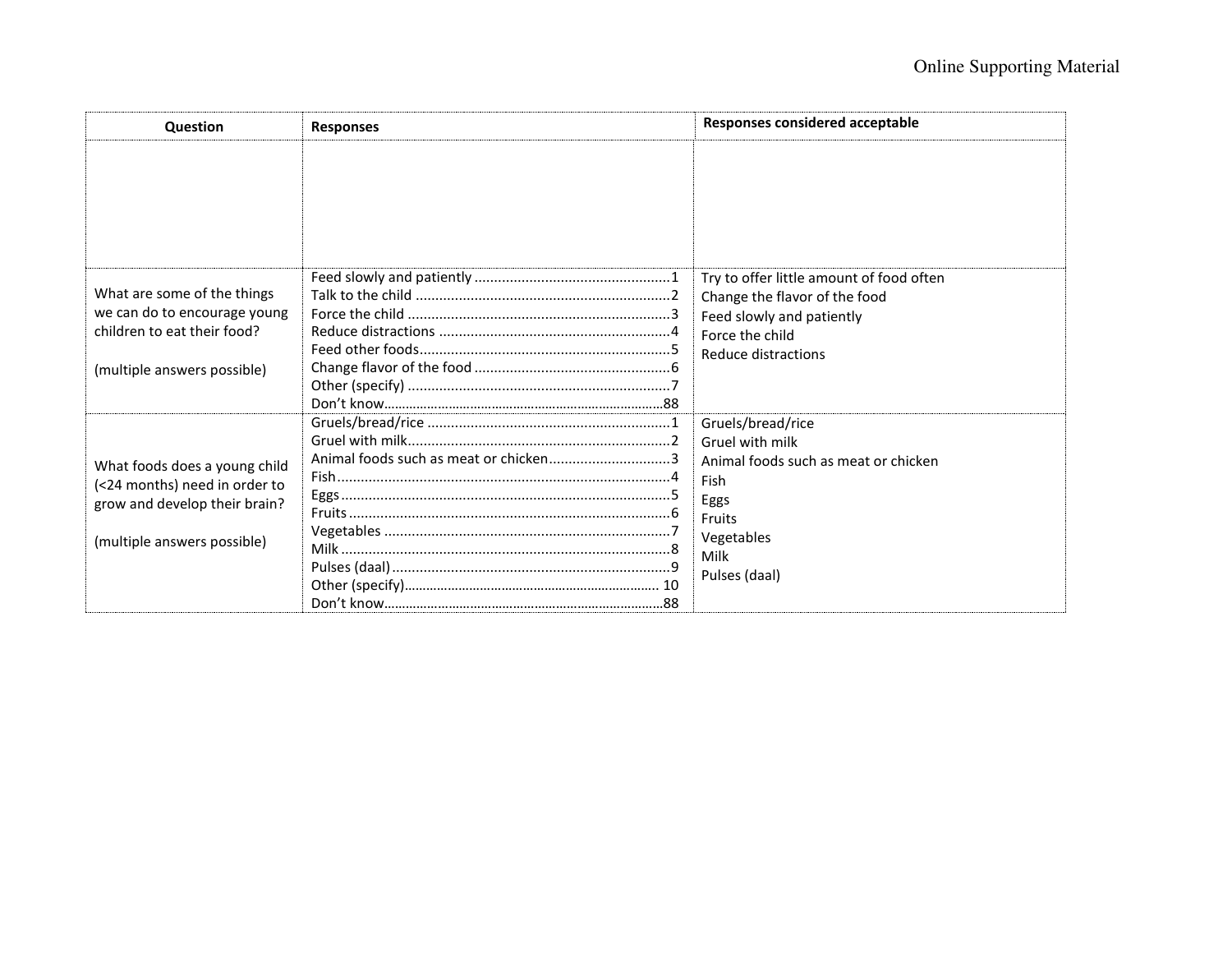| Question | Responses | Responses considered acceptable |
|---|---|---|
| | | |
| What are some of the things we can do to encourage young children to eat their food?<br><br>(multiple answers possible) | Feed slowly and patiently .......1<br>Talk to the child .......2<br>Force the child .......3<br>Reduce distractions .......4<br>Feed other foods.......5<br>Change flavor of the food .......6<br>Other (specify) .......7<br>Don't know.......88 | Try to offer little amount of food often<br>Change the flavor of the food<br>Feed slowly and patiently<br>Force the child<br>Reduce distractions |
| What foods does a young child (<24 months) need in order to grow and develop their brain?<br><br>(multiple answers possible) | Gruels/bread/rice .......1<br>Gruel with milk.......2<br>Animal foods such as meat or chicken.......3<br>Fish.......4<br>Eggs.......5<br>Fruits.......6<br>Vegetables .......7<br>Milk .......8<br>Pulses (daal) .......9<br>Other (specify)....... 10<br>Don't know.......88 | Gruels/bread/rice<br>Gruel with milk<br>Animal foods such as meat or chicken<br>Fish<br>Eggs<br>Fruits<br>Vegetables<br>Milk<br>Pulses (daal) |